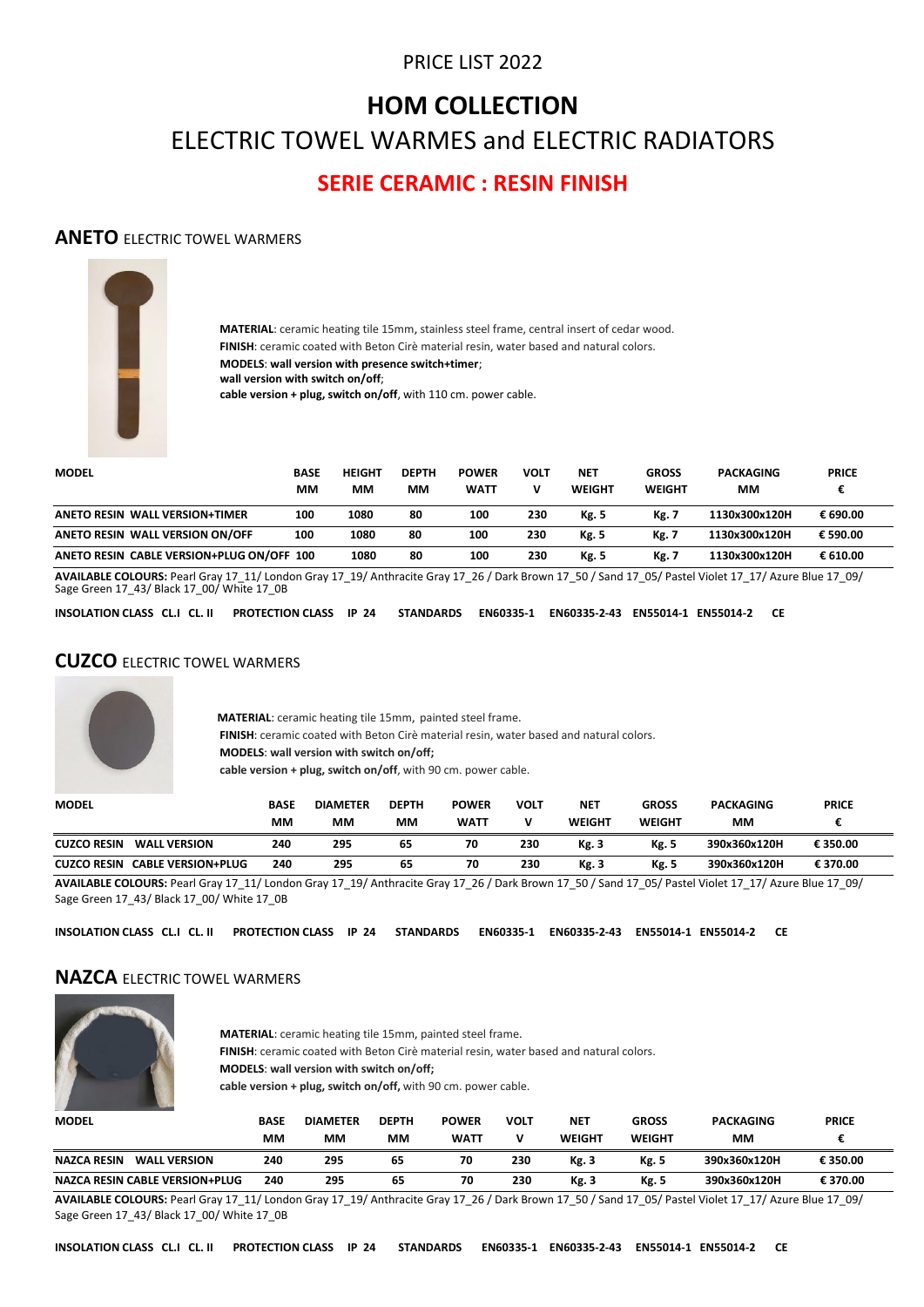PRICE LIST 2022

# HOM COLLECTION

## ELECTRIC TOWEL WARMES and ELECTRIC RADIATORS

## SERIE CERAMIC : RESIN FINISH

### ANETO ELECTRIC TOWEL WARMERS

**MATERIAL**: ceramic heating tile 15mm, stainless steel frame, central insert of cedar wood.
**FINISH**: ceramic coated with Beton Cirè material resin, water based and natural colors.
**MODELS**: **wall version with presence switch+timer**;
**wall version with switch on/off**;
**cable version + plug, switch on/off**, with 110 cm. power cable.

| MODEL | BASE MM | HEIGHT MM | DEPTH MM | POWER WATT | VOLT V | NET WEIGHT | GROSS WEIGHT | PACKAGING MM | PRICE € |
|---|---|---|---|---|---|---|---|---|---|
| ANETO RESIN WALL VERSION+TIMER | 100 | 1080 | 80 | 100 | 230 | Kg. 5 | Kg. 7 | 1130x300x120H | € 690.00 |
| ANETO RESIN WALL VERSION ON/OFF | 100 | 1080 | 80 | 100 | 230 | Kg. 5 | Kg. 7 | 1130x300x120H | € 590.00 |
| ANETO RESIN CABLE VERSION+PLUG ON/OFF | 100 | 1080 | 80 | 100 | 230 | Kg. 5 | Kg. 7 | 1130x300x120H | € 610.00 |

**AVAILABLE COLOURS:** Pearl Gray 17_11/ London Gray 17_19/ Anthracite Gray 17_26 / Dark Brown 17_50 / Sand 17_05/ Pastel Violet 17_17/ Azure Blue 17_09/ Sage Green 17_43/ Black 17_00/ White 17_0B

**INSOLATION CLASS CL.I CL. II PROTECTION CLASS IP 24 STANDARDS EN60335-1 EN60335-2-43 EN55014-1 EN55014-2 CE**

### CUZCO ELECTRIC TOWEL WARMERS

**MATERIAL**: ceramic heating tile 15mm, painted steel frame.
**FINISH**: ceramic coated with Beton Cirè material resin, water based and natural colors.
**MODELS**: **wall version with switch on/off;**
**cable version + plug, switch on/off**, with 90 cm. power cable.

| MODEL | BASE MM | DIAMETER MM | DEPTH MM | POWER WATT | VOLT V | NET WEIGHT | GROSS WEIGHT | PACKAGING MM | PRICE € |
|---|---|---|---|---|---|---|---|---|---|
| CUZCO RESIN WALL VERSION | 240 | 295 | 65 | 70 | 230 | Kg. 3 | Kg. 5 | 390x360x120H | € 350.00 |
| CUZCO RESIN CABLE VERSION+PLUG | 240 | 295 | 65 | 70 | 230 | Kg. 3 | Kg. 5 | 390x360x120H | € 370.00 |

**AVAILABLE COLOURS:** Pearl Gray 17_11/ London Gray 17_19/ Anthracite Gray 17_26 / Dark Brown 17_50 / Sand 17_05/ Pastel Violet 17_17/ Azure Blue 17_09/ Sage Green 17_43/ Black 17_00/ White 17_0B

**INSOLATION CLASS CL.I CL. II PROTECTION CLASS IP 24 STANDARDS EN60335-1 EN60335-2-43 EN55014-1 EN55014-2 CE**

### NAZCA ELECTRIC TOWEL WARMERS

**MATERIAL**: ceramic heating tile 15mm, painted steel frame.
**FINISH**: ceramic coated with Beton Cirè material resin, water based and natural colors.
**MODELS**: **wall version with switch on/off;**
**cable version + plug, switch on/off,** with 90 cm. power cable.

| MODEL | BASE MM | DIAMETER MM | DEPTH MM | POWER WATT | VOLT V | NET WEIGHT | GROSS WEIGHT | PACKAGING MM | PRICE € |
|---|---|---|---|---|---|---|---|---|---|
| NAZCA RESIN WALL VERSION | 240 | 295 | 65 | 70 | 230 | Kg. 3 | Kg. 5 | 390x360x120H | € 350.00 |
| NAZCA RESIN CABLE VERSION+PLUG | 240 | 295 | 65 | 70 | 230 | Kg. 3 | Kg. 5 | 390x360x120H | € 370.00 |

**AVAILABLE COLOURS:** Pearl Gray 17_11/ London Gray 17_19/ Anthracite Gray 17_26 / Dark Brown 17_50 / Sand 17_05/ Pastel Violet 17_17/ Azure Blue 17_09/ Sage Green 17_43/ Black 17_00/ White 17_0B

**INSOLATION CLASS CL.I CL. II PROTECTION CLASS IP 24 STANDARDS EN60335-1 EN60335-2-43 EN55014-1 EN55014-2 CE**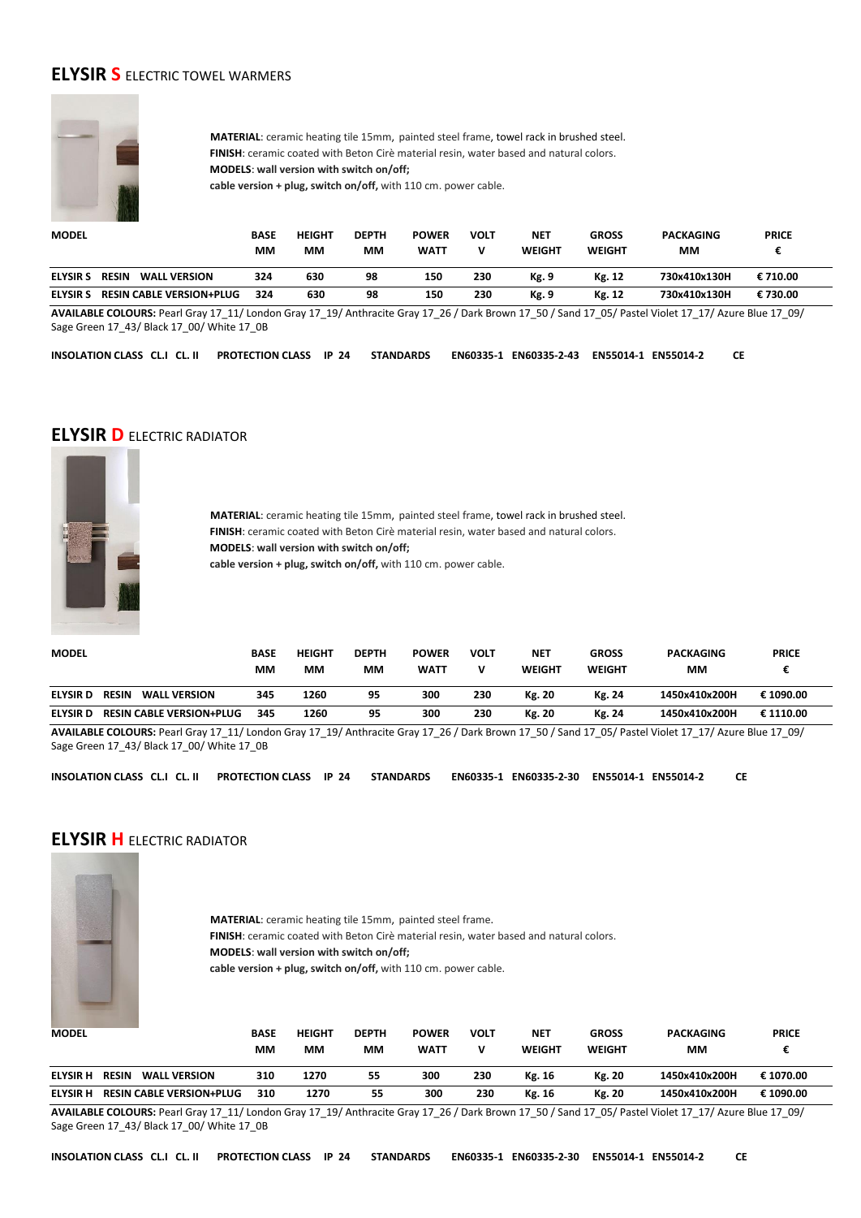## ELYSIR S ELECTRIC TOWEL WARMERS

**MATERIAL**: ceramic heating tile 15mm, painted steel frame, towel rack in brushed steel.
**FINISH**: ceramic coated with Beton Cirè material resin, water based and natural colors.
**MODELS**: **wall version with switch on/off;**
**cable version + plug, switch on/off,** with 110 cm. power cable.

| MODEL | BASE MM | HEIGHT MM | DEPTH MM | POWER WATT | VOLT V | NET WEIGHT | GROSS WEIGHT | PACKAGING MM | PRICE € |
|---|---|---|---|---|---|---|---|---|---|
| **ELYSIR S RESIN WALL VERSION** | 324 | 630 | 98 | 150 | 230 | Kg. 9 | Kg. 12 | 730x410x130H | € 710.00 |
| **ELYSIR S RESIN CABLE VERSION+PLUG** | 324 | 630 | 98 | 150 | 230 | Kg. 9 | Kg. 12 | 730x410x130H | € 730.00 |

**AVAILABLE COLOURS:** Pearl Gray 17_11/ London Gray 17_19/ Anthracite Gray 17_26 / Dark Brown 17_50 / Sand 17_05/ Pastel Violet 17_17/ Azure Blue 17_09/ Sage Green 17_43/ Black 17_00/ White 17_0B

**INSOLATION CLASS CL.I CL. II PROTECTION CLASS IP 24 STANDARDS EN60335-1 EN60335-2-43 EN55014-1 EN55014-2 CE**

## ELYSIR D ELECTRIC RADIATOR

**MATERIAL**: ceramic heating tile 15mm, painted steel frame, towel rack in brushed steel.
**FINISH**: ceramic coated with Beton Cirè material resin, water based and natural colors.
**MODELS**: **wall version with switch on/off;**
**cable version + plug, switch on/off,** with 110 cm. power cable.

| MODEL | BASE MM | HEIGHT MM | DEPTH MM | POWER WATT | VOLT V | NET WEIGHT | GROSS WEIGHT | PACKAGING MM | PRICE € |
|---|---|---|---|---|---|---|---|---|---|
| **ELYSIR D RESIN WALL VERSION** | 345 | 1260 | 95 | 300 | 230 | Kg. 20 | Kg. 24 | 1450x410x200H | € 1090.00 |
| **ELYSIR D RESIN CABLE VERSION+PLUG** | 345 | 1260 | 95 | 300 | 230 | Kg. 20 | Kg. 24 | 1450x410x200H | € 1110.00 |

**AVAILABLE COLOURS:** Pearl Gray 17_11/ London Gray 17_19/ Anthracite Gray 17_26 / Dark Brown 17_50 / Sand 17_05/ Pastel Violet 17_17/ Azure Blue 17_09/ Sage Green 17_43/ Black 17_00/ White 17_0B

**INSOLATION CLASS CL.I CL. II PROTECTION CLASS IP 24 STANDARDS EN60335-1 EN60335-2-30 EN55014-1 EN55014-2 CE**

## ELYSIR H ELECTRIC RADIATOR

**MATERIAL**: ceramic heating tile 15mm, painted steel frame.
**FINISH**: ceramic coated with Beton Cirè material resin, water based and natural colors.
**MODELS**: **wall version with switch on/off;**
**cable version + plug, switch on/off,** with 110 cm. power cable.

| MODEL | BASE MM | HEIGHT MM | DEPTH MM | POWER WATT | VOLT V | NET WEIGHT | GROSS WEIGHT | PACKAGING MM | PRICE € |
|---|---|---|---|---|---|---|---|---|---|
| **ELYSIR H RESIN WALL VERSION** | 310 | 1270 | 55 | 300 | 230 | Kg. 16 | Kg. 20 | 1450x410x200H | € 1070.00 |
| **ELYSIR H RESIN CABLE VERSION+PLUG** | 310 | 1270 | 55 | 300 | 230 | Kg. 16 | Kg. 20 | 1450x410x200H | € 1090.00 |

**AVAILABLE COLOURS:** Pearl Gray 17_11/ London Gray 17_19/ Anthracite Gray 17_26 / Dark Brown 17_50 / Sand 17_05/ Pastel Violet 17_17/ Azure Blue 17_09/ Sage Green 17_43/ Black 17_00/ White 17_0B

**INSOLATION CLASS CL.I CL. II PROTECTION CLASS IP 24 STANDARDS EN60335-1 EN60335-2-30 EN55014-1 EN55014-2 CE**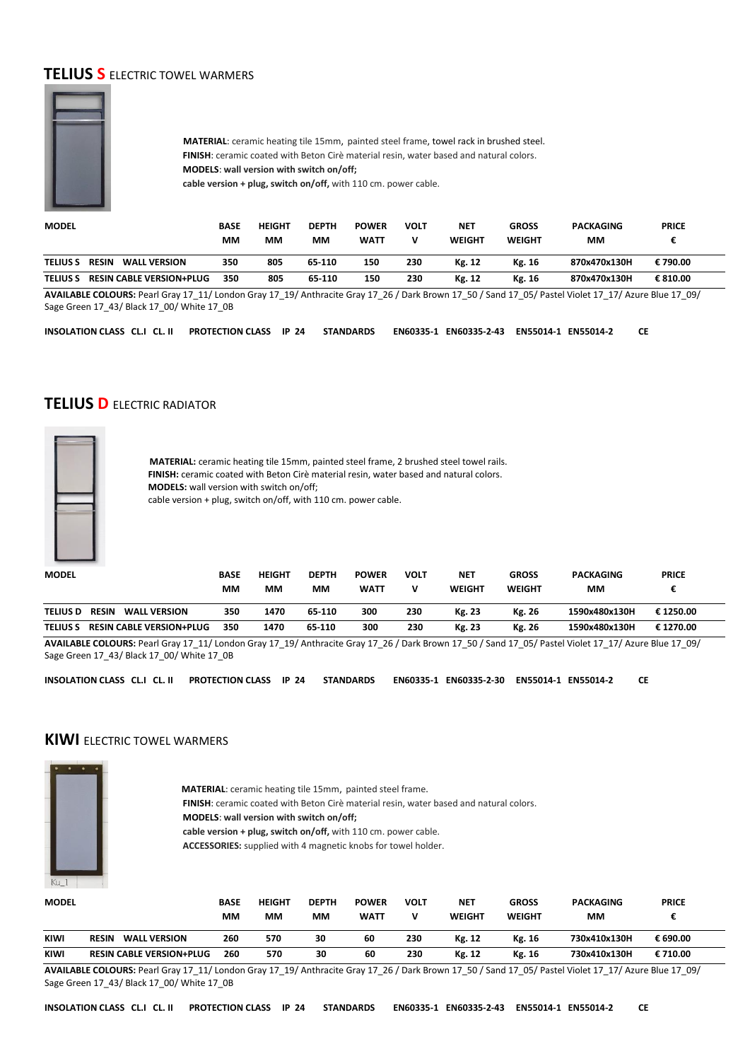## TELIUS S ELECTRIC TOWEL WARMERS

**MATERIAL**: ceramic heating tile 15mm, painted steel frame, towel rack in brushed steel.
**FINISH**: ceramic coated with Beton Cirè material resin, water based and natural colors.
**MODELS**: **wall version with switch on/off;**
**cable version + plug, switch on/off,** with 110 cm. power cable.

| MODEL | BASE MM | HEIGHT MM | DEPTH MM | POWER WATT | VOLT V | NET WEIGHT | GROSS WEIGHT | PACKAGING MM | PRICE € |
|---|---|---|---|---|---|---|---|---|---|
| TELIUS S RESIN WALL VERSION | 350 | 805 | 65-110 | 150 | 230 | Kg. 12 | Kg. 16 | 870x470x130H | € 790.00 |
| TELIUS S RESIN CABLE VERSION+PLUG | 350 | 805 | 65-110 | 150 | 230 | Kg. 12 | Kg. 16 | 870x470x130H | € 810.00 |

**AVAILABLE COLOURS:** Pearl Gray 17_11/ London Gray 17_19/ Anthracite Gray 17_26 / Dark Brown 17_50 / Sand 17_05/ Pastel Violet 17_17/ Azure Blue 17_09/ Sage Green 17_43/ Black 17_00/ White 17_0B

**INSOLATION CLASS CL.I CL. II PROTECTION CLASS IP 24 STANDARDS EN60335-1 EN60335-2-43 EN55014-1 EN55014-2 CE**

## TELIUS D ELECTRIC RADIATOR

**MATERIAL:** ceramic heating tile 15mm, painted steel frame, 2 brushed steel towel rails.
**FINISH:** ceramic coated with Beton Cirè material resin, water based and natural colors.
**MODELS:** wall version with switch on/off;
cable version + plug, switch on/off, with 110 cm. power cable.

| MODEL | BASE MM | HEIGHT MM | DEPTH MM | POWER WATT | VOLT V | NET WEIGHT | GROSS WEIGHT | PACKAGING MM | PRICE € |
|---|---|---|---|---|---|---|---|---|---|
| TELIUS D RESIN WALL VERSION | 350 | 1470 | 65-110 | 300 | 230 | Kg. 23 | Kg. 26 | 1590x480x130H | € 1250.00 |
| TELIUS S RESIN CABLE VERSION+PLUG | 350 | 1470 | 65-110 | 300 | 230 | Kg. 23 | Kg. 26 | 1590x480x130H | € 1270.00 |

**AVAILABLE COLOURS:** Pearl Gray 17_11/ London Gray 17_19/ Anthracite Gray 17_26 / Dark Brown 17_50 / Sand 17_05/ Pastel Violet 17_17/ Azure Blue 17_09/ Sage Green 17_43/ Black 17_00/ White 17_0B

**INSOLATION CLASS CL.I CL. II PROTECTION CLASS IP 24 STANDARDS EN60335-1 EN60335-2-30 EN55014-1 EN55014-2 CE**

## KIWI ELECTRIC TOWEL WARMERS

**MATERIAL**: ceramic heating tile 15mm, painted steel frame.
**FINISH**: ceramic coated with Beton Cirè material resin, water based and natural colors.
**MODELS**: **wall version with switch on/off;**
**cable version + plug, switch on/off,** with 110 cm. power cable.
**ACCESSORIES:** supplied with 4 magnetic knobs for towel holder.

| MODEL | BASE MM | HEIGHT MM | DEPTH MM | POWER WATT | VOLT V | NET WEIGHT | GROSS WEIGHT | PACKAGING MM | PRICE € |
|---|---|---|---|---|---|---|---|---|---|
| KIWI RESIN WALL VERSION | 260 | 570 | 30 | 60 | 230 | Kg. 12 | Kg. 16 | 730x410x130H | € 690.00 |
| KIWI RESIN CABLE VERSION+PLUG | 260 | 570 | 30 | 60 | 230 | Kg. 12 | Kg. 16 | 730x410x130H | € 710.00 |

**AVAILABLE COLOURS:** Pearl Gray 17_11/ London Gray 17_19/ Anthracite Gray 17_26 / Dark Brown 17_50 / Sand 17_05/ Pastel Violet 17_17/ Azure Blue 17_09/ Sage Green 17_43/ Black 17_00/ White 17_0B

**INSOLATION CLASS CL.I CL. II PROTECTION CLASS IP 24 STANDARDS EN60335-1 EN60335-2-43 EN55014-1 EN55014-2 CE**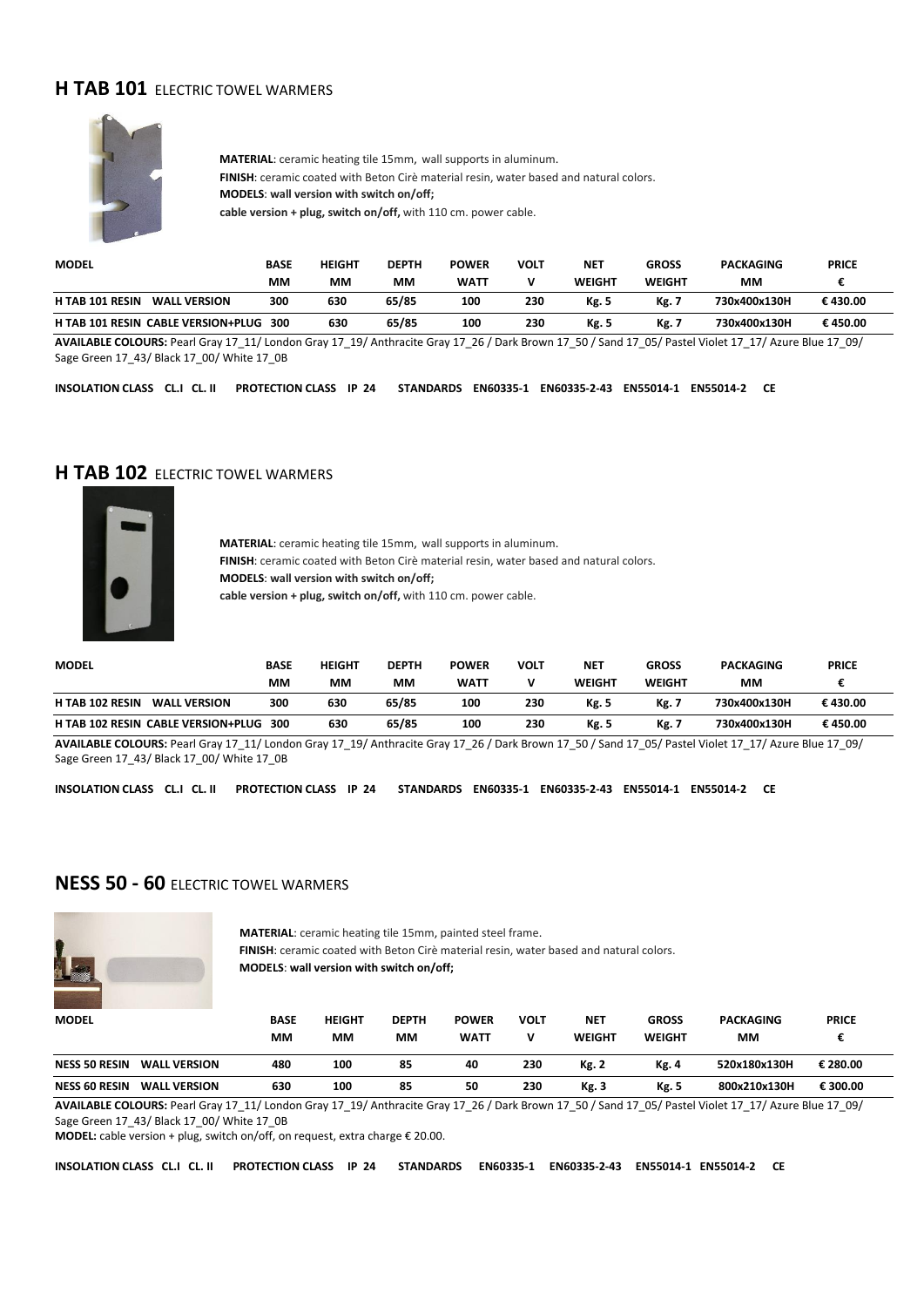## **H TAB 101** ELECTRIC TOWEL WARMERS

**MATERIAL**: ceramic heating tile 15mm, wall supports in aluminum.
**FINISH**: ceramic coated with Beton Cirè material resin, water based and natural colors.
**MODELS**: **wall version with switch on/off;**
**cable version + plug, switch on/off,** with 110 cm. power cable.

| MODEL | BASE MM | HEIGHT MM | DEPTH MM | POWER WATT | VOLT V | NET WEIGHT | GROSS WEIGHT | PACKAGING MM | PRICE € |
|---|---|---|---|---|---|---|---|---|---|
| **H TAB 101 RESIN WALL VERSION** | 300 | 630 | 65/85 | 100 | 230 | Kg. 5 | Kg. 7 | 730x400x130H | € 430.00 |
| **H TAB 101 RESIN CABLE VERSION+PLUG** | 300 | 630 | 65/85 | 100 | 230 | Kg. 5 | Kg. 7 | 730x400x130H | € 450.00 |

**AVAILABLE COLOURS:** Pearl Gray 17_11/ London Gray 17_19/ Anthracite Gray 17_26 / Dark Brown 17_50 / Sand 17_05/ Pastel Violet 17_17/ Azure Blue 17_09/ Sage Green 17_43/ Black 17_00/ White 17_0B

**INSOLATION CLASS CL.I CL. II PROTECTION CLASS IP 24 STANDARDS EN60335-1 EN60335-2-43 EN55014-1 EN55014-2 CE**

## **H TAB 102** ELECTRIC TOWEL WARMERS

**MATERIAL**: ceramic heating tile 15mm, wall supports in aluminum.
**FINISH**: ceramic coated with Beton Cirè material resin, water based and natural colors.
**MODELS**: **wall version with switch on/off;**
**cable version + plug, switch on/off,** with 110 cm. power cable.

| MODEL | BASE MM | HEIGHT MM | DEPTH MM | POWER WATT | VOLT V | NET WEIGHT | GROSS WEIGHT | PACKAGING MM | PRICE € |
|---|---|---|---|---|---|---|---|---|---|
| **H TAB 102 RESIN WALL VERSION** | 300 | 630 | 65/85 | 100 | 230 | Kg. 5 | Kg. 7 | 730x400x130H | € 430.00 |
| **H TAB 102 RESIN CABLE VERSION+PLUG** | 300 | 630 | 65/85 | 100 | 230 | Kg. 5 | Kg. 7 | 730x400x130H | € 450.00 |

**AVAILABLE COLOURS:** Pearl Gray 17_11/ London Gray 17_19/ Anthracite Gray 17_26 / Dark Brown 17_50 / Sand 17_05/ Pastel Violet 17_17/ Azure Blue 17_09/ Sage Green 17_43/ Black 17_00/ White 17_0B

**INSOLATION CLASS CL.I CL. II PROTECTION CLASS IP 24 STANDARDS EN60335-1 EN60335-2-43 EN55014-1 EN55014-2 CE**

## **NESS 50 - 60** ELECTRIC TOWEL WARMERS

**MATERIAL**: ceramic heating tile 15mm, painted steel frame.
**FINISH**: ceramic coated with Beton Cirè material resin, water based and natural colors.
**MODELS**: **wall version with switch on/off;**

| MODEL | BASE MM | HEIGHT MM | DEPTH MM | POWER WATT | VOLT V | NET WEIGHT | GROSS WEIGHT | PACKAGING MM | PRICE € |
|---|---|---|---|---|---|---|---|---|---|
| **NESS 50 RESIN WALL VERSION** | 480 | 100 | 85 | 40 | 230 | Kg. 2 | Kg. 4 | 520x180x130H | € 280.00 |
| **NESS 60 RESIN WALL VERSION** | 630 | 100 | 85 | 50 | 230 | Kg. 3 | Kg. 5 | 800x210x130H | € 300.00 |

**AVAILABLE COLOURS:** Pearl Gray 17_11/ London Gray 17_19/ Anthracite Gray 17_26 / Dark Brown 17_50 / Sand 17_05/ Pastel Violet 17_17/ Azure Blue 17_09/ Sage Green 17_43/ Black 17_00/ White 17_0B
**MODEL:** cable version + plug, switch on/off, on request, extra charge € 20.00.

**INSOLATION CLASS CL.I CL. II PROTECTION CLASS IP 24 STANDARDS EN60335-1 EN60335-2-43 EN55014-1 EN55014-2 CE**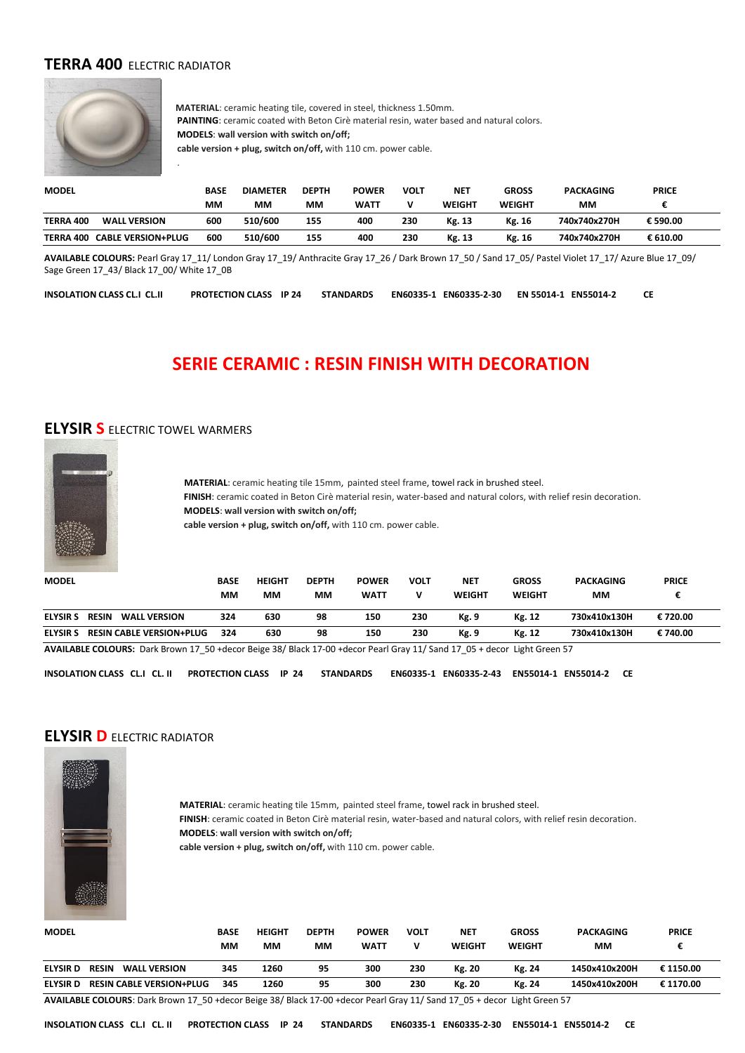## TERRA 400 ELECTRIC RADIATOR

**MATERIAL**: ceramic heating tile, covered in steel, thickness 1.50mm.
**PAINTING**: ceramic coated with Beton Cirè material resin, water based and natural colors.
**MODELS**: **wall version with switch on/off;**
**cable version + plug, switch on/off,** with 110 cm. power cable.

| MODEL | BASE MM | DIAMETER MM | DEPTH MM | POWER WATT | VOLT V | NET WEIGHT | GROSS WEIGHT | PACKAGING MM | PRICE € |
|---|---|---|---|---|---|---|---|---|---|
| **TERRA 400 WALL VERSION** | **600** | **510/600** | **155** | **400** | **230** | **Kg. 13** | **Kg. 16** | **740x740x270H** | **€ 590.00** |
| **TERRA 400 CABLE VERSION+PLUG** | **600** | **510/600** | **155** | **400** | **230** | **Kg. 13** | **Kg. 16** | **740x740x270H** | **€ 610.00** |

**AVAILABLE COLOURS:** Pearl Gray 17_11/ London Gray 17_19/ Anthracite Gray 17_26 / Dark Brown 17_50 / Sand 17_05/ Pastel Violet 17_17/ Azure Blue 17_09/ Sage Green 17_43/ Black 17_00/ White 17_0B

**INSOLATION CLASS CL.I CL.II PROTECTION CLASS IP 24 STANDARDS EN60335-1 EN60335-2-30 EN 55014-1 EN55014-2 CE**

# SERIE CERAMIC : RESIN FINISH WITH DECORATION

## ELYSIR S ELECTRIC TOWEL WARMERS

**MATERIAL**: ceramic heating tile 15mm, painted steel frame, towel rack in brushed steel.
**FINISH**: ceramic coated in Beton Cirè material resin, water-based and natural colors, with relief resin decoration.
**MODELS**: **wall version with switch on/off;**
**cable version + plug, switch on/off,** with 110 cm. power cable.

| MODEL | BASE MM | HEIGHT MM | DEPTH MM | POWER WATT | VOLT V | NET WEIGHT | GROSS WEIGHT | PACKAGING MM | PRICE € |
|---|---|---|---|---|---|---|---|---|---|
| **ELYSIR S RESIN WALL VERSION** | **324** | **630** | **98** | **150** | **230** | **Kg. 9** | **Kg. 12** | **730x410x130H** | **€ 720.00** |
| **ELYSIR S RESIN CABLE VERSION+PLUG** | **324** | **630** | **98** | **150** | **230** | **Kg. 9** | **Kg. 12** | **730x410x130H** | **€ 740.00** |

**AVAILABLE COLOURS:** Dark Brown 17_50 +decor Beige 38/ Black 17-00 +decor Pearl Gray 11/ Sand 17_05 + decor Light Green 57

**INSOLATION CLASS CL.I CL. II PROTECTION CLASS IP 24 STANDARDS EN60335-1 EN60335-2-43 EN55014-1 EN55014-2 CE**

## ELYSIR D ELECTRIC RADIATOR

**MATERIAL**: ceramic heating tile 15mm, painted steel frame, towel rack in brushed steel.
**FINISH**: ceramic coated in Beton Cirè material resin, water-based and natural colors, with relief resin decoration.
**MODELS**: **wall version with switch on/off;**
**cable version + plug, switch on/off,** with 110 cm. power cable.

| MODEL | BASE MM | HEIGHT MM | DEPTH MM | POWER WATT | VOLT V | NET WEIGHT | GROSS WEIGHT | PACKAGING MM | PRICE € |
|---|---|---|---|---|---|---|---|---|---|
| **ELYSIR D RESIN WALL VERSION** | **345** | **1260** | **95** | **300** | **230** | **Kg. 20** | **Kg. 24** | **1450x410x200H** | **€ 1150.00** |
| **ELYSIR D RESIN CABLE VERSION+PLUG** | **345** | **1260** | **95** | **300** | **230** | **Kg. 20** | **Kg. 24** | **1450x410x200H** | **€ 1170.00** |

**AVAILABLE COLOURS**: Dark Brown 17_50 +decor Beige 38/ Black 17-00 +decor Pearl Gray 11/ Sand 17_05 + decor Light Green 57

**INSOLATION CLASS CL.I CL. II PROTECTION CLASS IP 24 STANDARDS EN60335-1 EN60335-2-30 EN55014-1 EN55014-2 CE**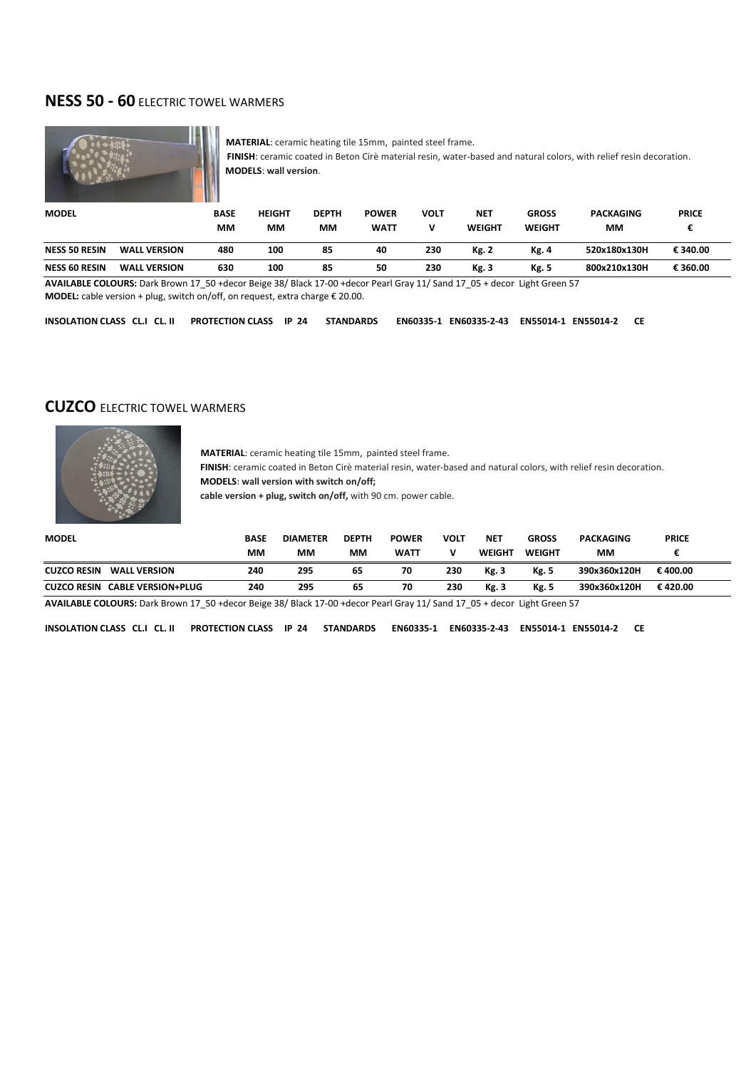## **NESS 50 - 60** ELECTRIC TOWEL WARMERS

**MATERIAL**: ceramic heating tile 15mm, painted steel frame.
**FINISH**: ceramic coated in Beton Cirè material resin, water-based and natural colors, with relief resin decoration.
**MODELS**: **wall version**.

| MODEL | | BASE MM | HEIGHT MM | DEPTH MM | POWER WATT | VOLT V | NET WEIGHT | GROSS WEIGHT | PACKAGING MM | PRICE € |
|---|---|---|---|---|---|---|---|---|---|---|
| **NESS 50 RESIN** | **WALL VERSION** | 480 | 100 | 85 | 40 | 230 | Kg. 2 | Kg. 4 | 520x180x130H | € 340.00 |
| **NESS 60 RESIN** | **WALL VERSION** | 630 | 100 | 85 | 50 | 230 | Kg. 3 | Kg. 5 | 800x210x130H | € 360.00 |

**AVAILABLE COLOURS:** Dark Brown 17_50 +decor Beige 38/ Black 17-00 +decor Pearl Gray 11/ Sand 17_05 + decor Light Green 57
**MODEL:** cable version + plug, switch on/off, on request, extra charge € 20.00.

**INSOLATION CLASS CL.I CL. II PROTECTION CLASS IP 24 STANDARDS EN60335-1 EN60335-2-43 EN55014-1 EN55014-2 CE**

## **CUZCO** ELECTRIC TOWEL WARMERS

**MATERIAL**: ceramic heating tile 15mm, painted steel frame.
**FINISH**: ceramic coated in Beton Cirè material resin, water-based and natural colors, with relief resin decoration.
**MODELS**: **wall version with switch on/off;**
**cable version + plug, switch on/off,** with 90 cm. power cable.

| MODEL | BASE MM | DIAMETER MM | DEPTH MM | POWER WATT | VOLT V | NET WEIGHT | GROSS WEIGHT | PACKAGING MM | PRICE € |
|---|---|---|---|---|---|---|---|---|---|
| **CUZCO RESIN WALL VERSION** | 240 | 295 | 65 | 70 | 230 | Kg. 3 | Kg. 5 | 390x360x120H | € 400.00 |
| **CUZCO RESIN CABLE VERSION+PLUG** | 240 | 295 | 65 | 70 | 230 | Kg. 3 | Kg. 5 | 390x360x120H | € 420.00 |

**AVAILABLE COLOURS:** Dark Brown 17_50 +decor Beige 38/ Black 17-00 +decor Pearl Gray 11/ Sand 17_05 + decor Light Green 57

**INSOLATION CLASS CL.I CL. II PROTECTION CLASS IP 24 STANDARDS EN60335-1 EN60335-2-43 EN55014-1 EN55014-2 CE**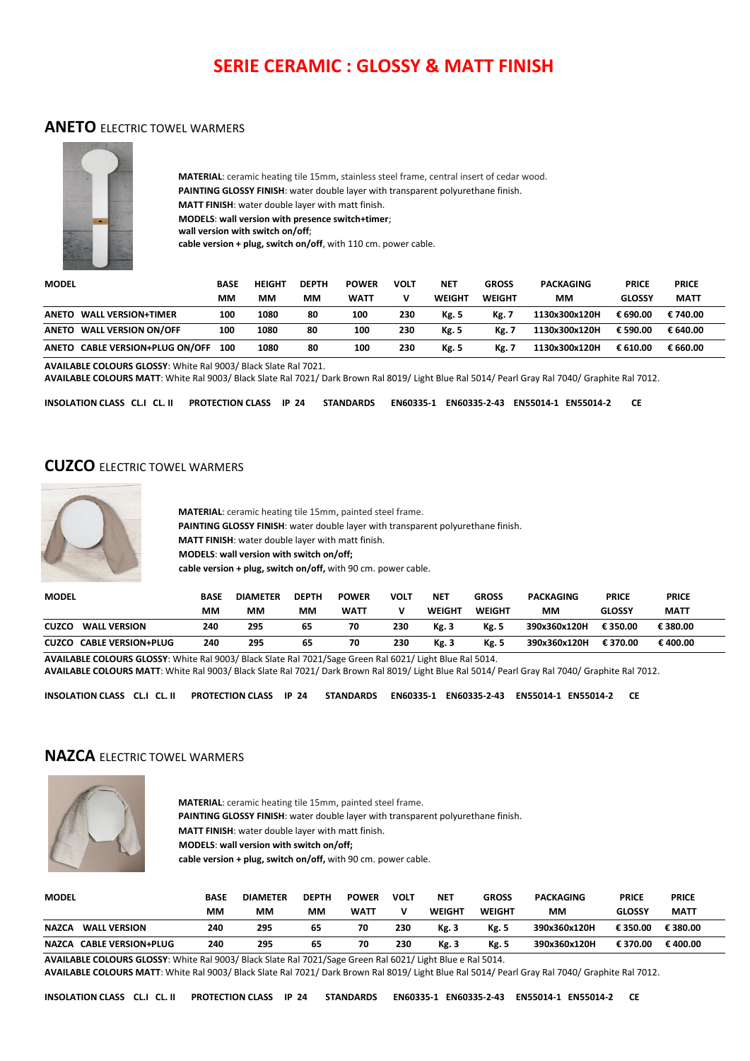# SERIE CERAMIC : GLOSSY & MATT FINISH

## ANETO ELECTRIC TOWEL WARMERS

**MATERIAL**: ceramic heating tile 15mm, stainless steel frame, central insert of cedar wood.
**PAINTING GLOSSY FINISH**: water double layer with transparent polyurethane finish.
**MATT FINISH**: water double layer with matt finish.
**MODELS**: **wall version with presence switch+timer**;
**wall version with switch on/off**;
**cable version + plug, switch on/off**, with 110 cm. power cable.

| MODEL | BASE MM | HEIGHT MM | DEPTH MM | POWER WATT | VOLT V | NET WEIGHT | GROSS WEIGHT | PACKAGING MM | PRICE GLOSSY | PRICE MATT |
|---|---|---|---|---|---|---|---|---|---|---|
| ANETO WALL VERSION+TIMER | 100 | 1080 | 80 | 100 | 230 | Kg. 5 | Kg. 7 | 1130x300x120H | € 690.00 | € 740.00 |
| ANETO WALL VERSION ON/OFF | 100 | 1080 | 80 | 100 | 230 | Kg. 5 | Kg. 7 | 1130x300x120H | € 590.00 | € 640.00 |
| ANETO CABLE VERSION+PLUG ON/OFF | 100 | 1080 | 80 | 100 | 230 | Kg. 5 | Kg. 7 | 1130x300x120H | € 610.00 | € 660.00 |

**AVAILABLE COLOURS GLOSSY**: White Ral 9003/ Black Slate Ral 7021.
**AVAILABLE COLOURS MATT**: White Ral 9003/ Black Slate Ral 7021/ Dark Brown Ral 8019/ Light Blue Ral 5014/ Pearl Gray Ral 7040/ Graphite Ral 7012.

**INSOLATION CLASS CL.I CL. II PROTECTION CLASS IP 24 STANDARDS EN60335-1 EN60335-2-43 EN55014-1 EN55014-2 CE**

## CUZCO ELECTRIC TOWEL WARMERS

**MATERIAL**: ceramic heating tile 15mm, painted steel frame.
**PAINTING GLOSSY FINISH**: water double layer with transparent polyurethane finish.
**MATT FINISH**: water double layer with matt finish.
**MODELS**: **wall version with switch on/off;**
**cable version + plug, switch on/off,** with 90 cm. power cable.

| MODEL | BASE MM | DIAMETER MM | DEPTH MM | POWER WATT | VOLT V | NET WEIGHT | GROSS WEIGHT | PACKAGING MM | PRICE GLOSSY | PRICE MATT |
|---|---|---|---|---|---|---|---|---|---|---|
| CUZCO WALL VERSION | 240 | 295 | 65 | 70 | 230 | Kg. 3 | Kg. 5 | 390x360x120H | € 350.00 | € 380.00 |
| CUZCO CABLE VERSION+PLUG | 240 | 295 | 65 | 70 | 230 | Kg. 3 | Kg. 5 | 390x360x120H | € 370.00 | € 400.00 |

**AVAILABLE COLOURS GLOSSY**: White Ral 9003/ Black Slate Ral 7021/Sage Green Ral 6021/ Light Blue Ral 5014.
**AVAILABLE COLOURS MATT**: White Ral 9003/ Black Slate Ral 7021/ Dark Brown Ral 8019/ Light Blue Ral 5014/ Pearl Gray Ral 7040/ Graphite Ral 7012.

**INSOLATION CLASS CL.I CL. II PROTECTION CLASS IP 24 STANDARDS EN60335-1 EN60335-2-43 EN55014-1 EN55014-2 CE**

## NAZCA ELECTRIC TOWEL WARMERS

**MATERIAL**: ceramic heating tile 15mm, painted steel frame.
**PAINTING GLOSSY FINISH**: water double layer with transparent polyurethane finish.
**MATT FINISH**: water double layer with matt finish.
**MODELS**: **wall version with switch on/off;**
**cable version + plug, switch on/off,** with 90 cm. power cable.

| MODEL | BASE MM | DIAMETER MM | DEPTH MM | POWER WATT | VOLT V | NET WEIGHT | GROSS WEIGHT | PACKAGING MM | PRICE GLOSSY | PRICE MATT |
|---|---|---|---|---|---|---|---|---|---|---|
| NAZCA WALL VERSION | 240 | 295 | 65 | 70 | 230 | Kg. 3 | Kg. 5 | 390x360x120H | € 350.00 | € 380.00 |
| NAZCA CABLE VERSION+PLUG | 240 | 295 | 65 | 70 | 230 | Kg. 3 | Kg. 5 | 390x360x120H | € 370.00 | € 400.00 |

**AVAILABLE COLOURS GLOSSY**: White Ral 9003/ Black Slate Ral 7021/Sage Green Ral 6021/ Light Blue e Ral 5014.
**AVAILABLE COLOURS MATT**: White Ral 9003/ Black Slate Ral 7021/ Dark Brown Ral 8019/ Light Blue Ral 5014/ Pearl Gray Ral 7040/ Graphite Ral 7012.

**INSOLATION CLASS CL.I CL. II PROTECTION CLASS IP 24 STANDARDS EN60335-1 EN60335-2-43 EN55014-1 EN55014-2 CE**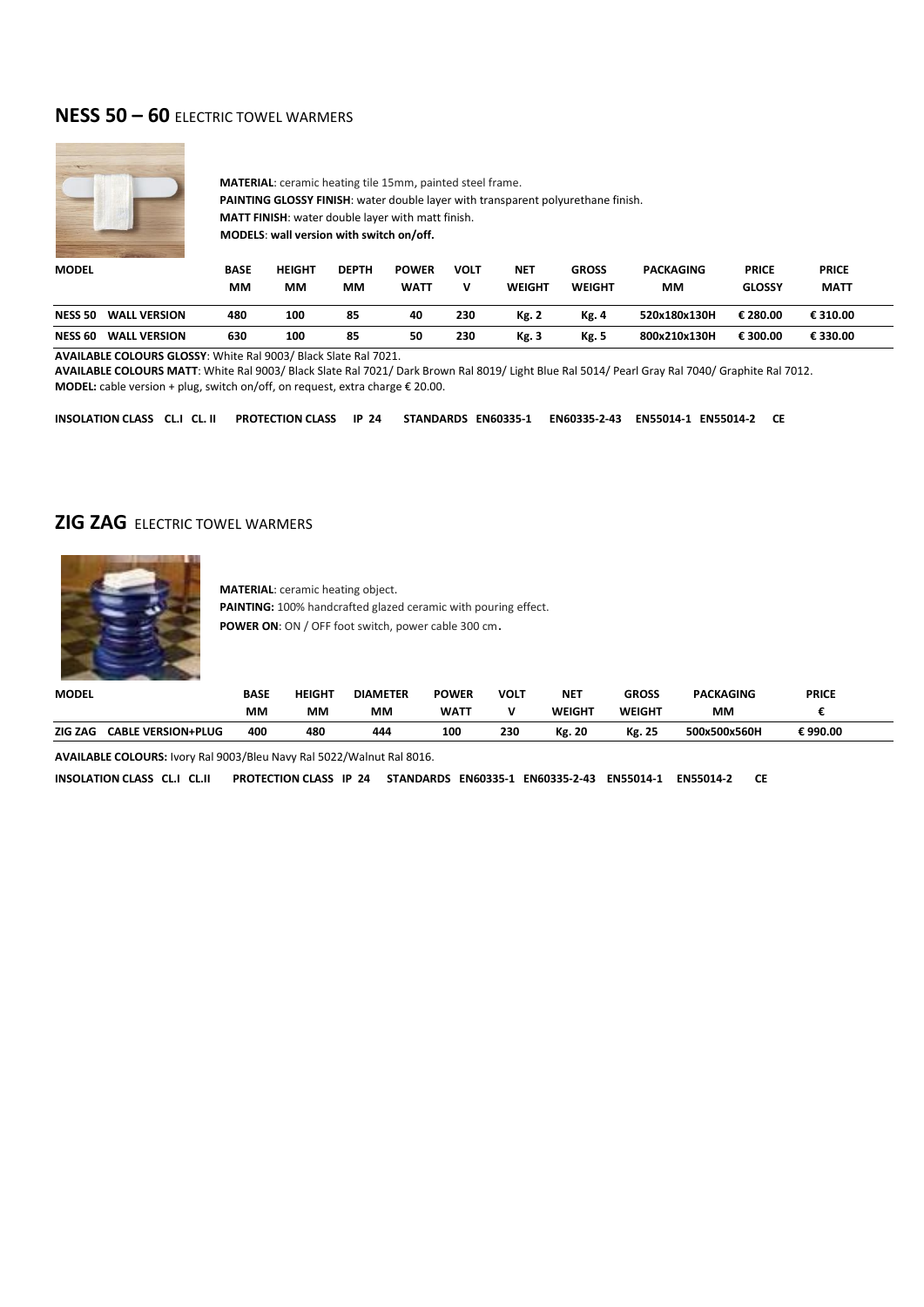## NESS 50 – 60 ELECTRIC TOWEL WARMERS

**MATERIAL**: ceramic heating tile 15mm, painted steel frame.
**PAINTING GLOSSY FINISH**: water double layer with transparent polyurethane finish.
**MATT FINISH**: water double layer with matt finish.
**MODELS**: **wall version with switch on/off.**

| MODEL | BASE MM | HEIGHT MM | DEPTH MM | POWER WATT | VOLT V | NET WEIGHT | GROSS WEIGHT | PACKAGING MM | PRICE GLOSSY | PRICE MATT |
|---|---|---|---|---|---|---|---|---|---|---|
| **NESS 50 WALL VERSION** | **480** | **100** | **85** | **40** | **230** | **Kg. 2** | **Kg. 4** | **520x180x130H** | **€ 280.00** | **€ 310.00** |
| **NESS 60 WALL VERSION** | **630** | **100** | **85** | **50** | **230** | **Kg. 3** | **Kg. 5** | **800x210x130H** | **€ 300.00** | **€ 330.00** |

**AVAILABLE COLOURS GLOSSY**: White Ral 9003/ Black Slate Ral 7021.
**AVAILABLE COLOURS MATT**: White Ral 9003/ Black Slate Ral 7021/ Dark Brown Ral 8019/ Light Blue Ral 5014/ Pearl Gray Ral 7040/ Graphite Ral 7012.
**MODEL:** cable version + plug, switch on/off, on request, extra charge € 20.00.

**INSOLATION CLASS CL.I CL. II PROTECTION CLASS IP 24 STANDARDS EN60335-1 EN60335-2-43 EN55014-1 EN55014-2 CE**

## ZIG ZAG ELECTRIC TOWEL WARMERS

**MATERIAL**: ceramic heating object.
**PAINTING:** 100% handcrafted glazed ceramic with pouring effect.
**POWER ON**: ON / OFF foot switch, power cable 300 cm.

| MODEL | BASE MM | HEIGHT MM | DIAMETER MM | POWER WATT | VOLT V | NET WEIGHT | GROSS WEIGHT | PACKAGING MM | PRICE € |
|---|---|---|---|---|---|---|---|---|---|
| **ZIG ZAG CABLE VERSION+PLUG** | **400** | **480** | **444** | **100** | **230** | **Kg. 20** | **Kg. 25** | **500x500x560H** | **€ 990.00** |

**AVAILABLE COLOURS:** Ivory Ral 9003/Bleu Navy Ral 5022/Walnut Ral 8016.

**INSOLATION CLASS CL.I CL.II PROTECTION CLASS IP 24 STANDARDS EN60335-1 EN60335-2-43 EN55014-1 EN55014-2 CE**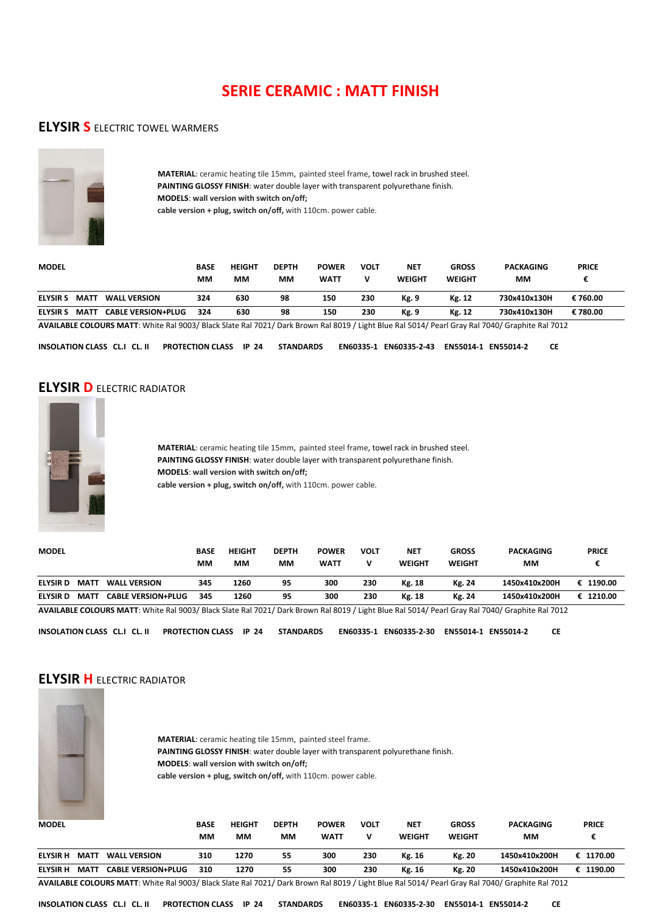# SERIE CERAMIC : MATT FINISH

## ELYSIR S ELECTRIC TOWEL WARMERS

**MATERIAL**: ceramic heating tile 15mm, painted steel frame, towel rack in brushed steel.
**PAINTING GLOSSY FINISH**: water double layer with transparent polyurethane finish.
**MODELS**: **wall version with switch on/off;**
**cable version + plug, switch on/off,** with 110cm. power cable.

| MODEL | BASE MM | HEIGHT MM | DEPTH MM | POWER WATT | VOLT V | NET WEIGHT | GROSS WEIGHT | PACKAGING MM | PRICE € |
|---|---|---|---|---|---|---|---|---|---|
| ELYSIR S MATT WALL VERSION | 324 | 630 | 98 | 150 | 230 | Kg. 9 | Kg. 12 | 730x410x130H | € 760.00 |
| ELYSIR S MATT CABLE VERSION+PLUG | 324 | 630 | 98 | 150 | 230 | Kg. 9 | Kg. 12 | 730x410x130H | € 780.00 |

**AVAILABLE COLOURS MATT**: White Ral 9003/ Black Slate Ral 7021/ Dark Brown Ral 8019 / Light Blue Ral 5014/ Pearl Gray Ral 7040/ Graphite Ral 7012

**INSOLATION CLASS CL.I CL. II PROTECTION CLASS IP 24 STANDARDS EN60335-1 EN60335-2-43 EN55014-1 EN55014-2 CE**

## ELYSIR D ELECTRIC RADIATOR

**MATERIAL**: ceramic heating tile 15mm, painted steel frame, towel rack in brushed steel.
**PAINTING GLOSSY FINISH**: water double layer with transparent polyurethane finish.
**MODELS**: **wall version with switch on/off;**
**cable version + plug, switch on/off,** with 110cm. power cable.

| MODEL | BASE MM | HEIGHT MM | DEPTH MM | POWER WATT | VOLT V | NET WEIGHT | GROSS WEIGHT | PACKAGING MM | PRICE € |
|---|---|---|---|---|---|---|---|---|---|
| ELYSIR D MATT WALL VERSION | 345 | 1260 | 95 | 300 | 230 | Kg. 18 | Kg. 24 | 1450x410x200H | € 1190.00 |
| ELYSIR D MATT CABLE VERSION+PLUG | 345 | 1260 | 95 | 300 | 230 | Kg. 18 | Kg. 24 | 1450x410x200H | € 1210.00 |

**AVAILABLE COLOURS MATT**: White Ral 9003/ Black Slate Ral 7021/ Dark Brown Ral 8019 / Light Blue Ral 5014/ Pearl Gray Ral 7040/ Graphite Ral 7012

**INSOLATION CLASS CL.I CL. II PROTECTION CLASS IP 24 STANDARDS EN60335-1 EN60335-2-30 EN55014-1 EN55014-2 CE**

## ELYSIR H ELECTRIC RADIATOR

**MATERIAL**: ceramic heating tile 15mm, painted steel frame.
**PAINTING GLOSSY FINISH**: water double layer with transparent polyurethane finish.
**MODELS**: **wall version with switch on/off;**
**cable version + plug, switch on/off,** with 110cm. power cable.

| MODEL | BASE MM | HEIGHT MM | DEPTH MM | POWER WATT | VOLT V | NET WEIGHT | GROSS WEIGHT | PACKAGING MM | PRICE € |
|---|---|---|---|---|---|---|---|---|---|
| ELYSIR H MATT WALL VERSION | 310 | 1270 | 55 | 300 | 230 | Kg. 16 | Kg. 20 | 1450x410x200H | € 1170.00 |
| ELYSIR H MATT CABLE VERSION+PLUG | 310 | 1270 | 55 | 300 | 230 | Kg. 16 | Kg. 20 | 1450x410x200H | € 1190.00 |

**AVAILABLE COLOURS MATT**: White Ral 9003/ Black Slate Ral 7021/ Dark Brown Ral 8019 / Light Blue Ral 5014/ Pearl Gray Ral 7040/ Graphite Ral 7012

**INSOLATION CLASS CL.I CL. II PROTECTION CLASS IP 24 STANDARDS EN60335-1 EN60335-2-30 EN55014-1 EN55014-2 CE**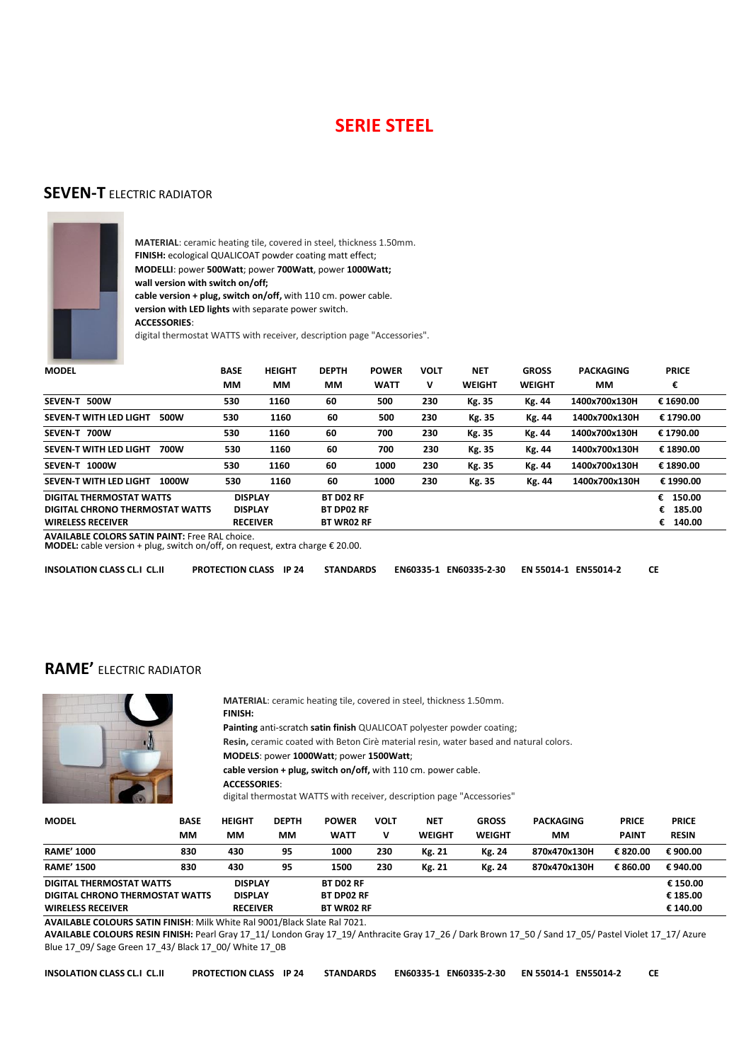# SERIE STEEL

## **SEVEN-T** ELECTRIC RADIATOR

**MATERIAL**: ceramic heating tile, covered in steel, thickness 1.50mm.
**FINISH:** ecological QUALICOAT powder coating matt effect;
**MODELLI**: power **500Watt**; power **700Watt**, power **1000Watt;**
**wall version with switch on/off;**
**cable version + plug, switch on/off,** with 110 cm. power cable.
**version with LED lights** with separate power switch.
**ACCESSORIES**:
digital thermostat WATTS with receiver, description page "Accessories".

| MODEL | BASE MM | HEIGHT MM | DEPTH MM | POWER WATT | VOLT V | NET WEIGHT | GROSS WEIGHT | PACKAGING MM | PRICE € |
|---|---|---|---|---|---|---|---|---|---|
| SEVEN-T 500W | 530 | 1160 | 60 | 500 | 230 | Kg. 35 | Kg. 44 | 1400x700x130H | € 1690.00 |
| SEVEN-T WITH LED LIGHT 500W | 530 | 1160 | 60 | 500 | 230 | Kg. 35 | Kg. 44 | 1400x700x130H | € 1790.00 |
| SEVEN-T 700W | 530 | 1160 | 60 | 700 | 230 | Kg. 35 | Kg. 44 | 1400x700x130H | € 1790.00 |
| SEVEN-T WITH LED LIGHT 700W | 530 | 1160 | 60 | 700 | 230 | Kg. 35 | Kg. 44 | 1400x700x130H | € 1890.00 |
| SEVEN-T 1000W | 530 | 1160 | 60 | 1000 | 230 | Kg. 35 | Kg. 44 | 1400x700x130H | € 1890.00 |
| SEVEN-T WITH LED LIGHT 1000W | 530 | 1160 | 60 | 1000 | 230 | Kg. 35 | Kg. 44 | 1400x700x130H | € 1990.00 |
| DIGITAL THERMOSTAT WATTS | DISPLAY | | BT D02 RF | | | | | | € 150.00 |
| DIGITAL CHRONO THERMOSTAT WATTS | DISPLAY | | BT DP02 RF | | | | | | € 185.00 |
| WIRELESS RECEIVER | RECEIVER | | BT WR02 RF | | | | | | € 140.00 |

**AVAILABLE COLORS SATIN PAINT:** Free RAL choice.
**MODEL:** cable version + plug, switch on/off, on request, extra charge € 20.00.

**INSOLATION CLASS CL.I CL.II** **PROTECTION CLASS IP 24** **STANDARDS EN60335-1 EN60335-2-30 EN 55014-1 EN55014-2 CE**

## **RAME'** ELECTRIC RADIATOR

**MATERIAL**: ceramic heating tile, covered in steel, thickness 1.50mm.
**FINISH:**
**Painting** anti-scratch **satin finish** QUALICOAT polyester powder coating;
**Resin,** ceramic coated with Beton Cirè material resin, water based and natural colors.
**MODELS**: power **1000Watt**; power **1500Watt**;
**cable version + plug, switch on/off,** with 110 cm. power cable.
**ACCESSORIES**:
digital thermostat WATTS with receiver, description page "Accessories"

| MODEL | BASE MM | HEIGHT MM | DEPTH MM | POWER WATT | VOLT V | NET WEIGHT | GROSS WEIGHT | PACKAGING MM | PRICE PAINT | PRICE RESIN |
|---|---|---|---|---|---|---|---|---|---|---|
| RAME' 1000 | 830 | 430 | 95 | 1000 | 230 | Kg. 21 | Kg. 24 | 870x470x130H | € 820.00 | € 900.00 |
| RAME' 1500 | 830 | 430 | 95 | 1500 | 230 | Kg. 21 | Kg. 24 | 870x470x130H | € 860.00 | € 940.00 |
| DIGITAL THERMOSTAT WATTS | | DISPLAY | | BT D02 RF | | | | | | € 150.00 |
| DIGITAL CHRONO THERMOSTAT WATTS | | DISPLAY | | BT DP02 RF | | | | | | € 185.00 |
| WIRELESS RECEIVER | | RECEIVER | | BT WR02 RF | | | | | | € 140.00 |

**AVAILABLE COLOURS SATIN FINISH**: Milk White Ral 9001/Black Slate Ral 7021.
**AVAILABLE COLOURS RESIN FINISH:** Pearl Gray 17_11/ London Gray 17_19/ Anthracite Gray 17_26 / Dark Brown 17_50 / Sand 17_05/ Pastel Violet 17_17/ Azure Blue 17_09/ Sage Green 17_43/ Black 17_00/ White 17_0B

**INSOLATION CLASS CL.I CL.II** **PROTECTION CLASS IP 24** **STANDARDS EN60335-1 EN60335-2-30 EN 55014-1 EN55014-2 CE**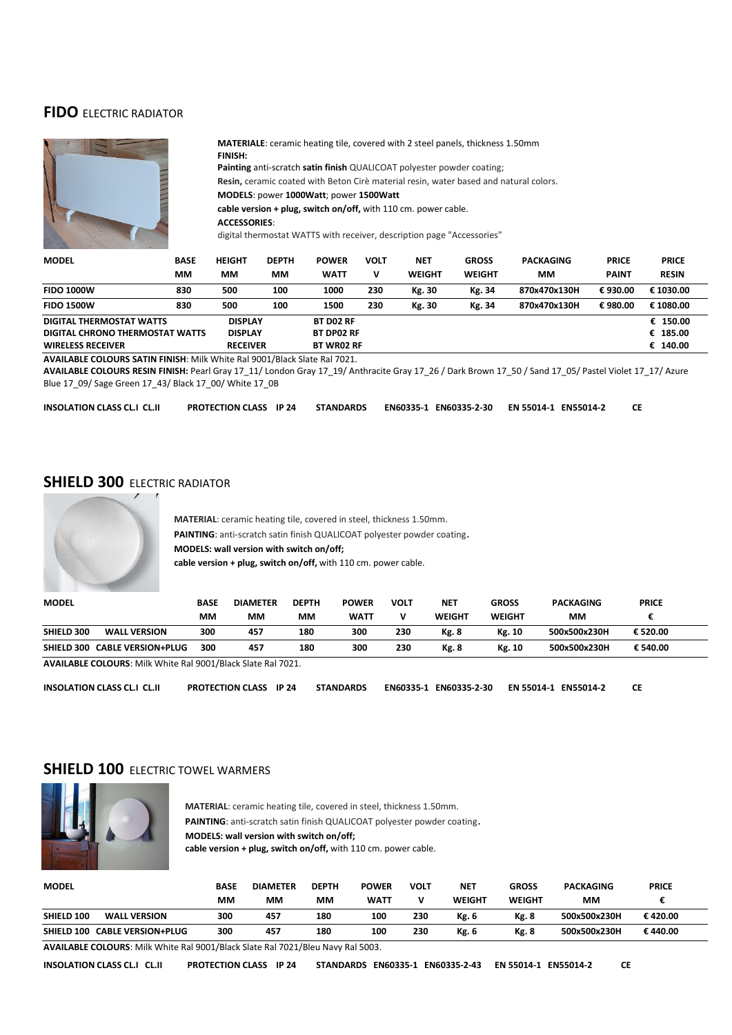## FIDO ELECTRIC RADIATOR

**MATERIALE**: ceramic heating tile, covered with 2 steel panels, thickness 1.50mm
**FINISH:**
**Painting** anti-scratch **satin finish** QUALICOAT polyester powder coating;
**Resin,** ceramic coated with Beton Cirè material resin, water based and natural colors.
**MODELS**: power **1000Watt**; power **1500Watt**
**cable version + plug, switch on/off,** with 110 cm. power cable.
**ACCESSORIES**:
digital thermostat WATTS with receiver, description page "Accessories"

| MODEL | BASE MM | HEIGHT MM | DEPTH MM | POWER WATT | VOLT V | NET WEIGHT | GROSS WEIGHT | PACKAGING MM | PRICE PAINT | PRICE RESIN |
|---|---|---|---|---|---|---|---|---|---|---|
| FIDO 1000W | 830 | 500 | 100 | 1000 | 230 | Kg. 30 | Kg. 34 | 870x470x130H | € 930.00 | € 1030.00 |
| FIDO 1500W | 830 | 500 | 100 | 1500 | 230 | Kg. 30 | Kg. 34 | 870x470x130H | € 980.00 | € 1080.00 |
| DIGITAL THERMOSTAT WATTS | | DISPLAY | | BT D02 RF | | | | | | € 150.00 |
| DIGITAL CHRONO THERMOSTAT WATTS | | DISPLAY | | BT DP02 RF | | | | | | € 185.00 |
| WIRELESS RECEIVER | | RECEIVER | | BT WR02 RF | | | | | | € 140.00 |

**AVAILABLE COLOURS SATIN FINISH**: Milk White Ral 9001/Black Slate Ral 7021.
**AVAILABLE COLOURS RESIN FINISH:** Pearl Gray 17_11/ London Gray 17_19/ Anthracite Gray 17_26 / Dark Brown 17_50 / Sand 17_05/ Pastel Violet 17_17/ Azure Blue 17_09/ Sage Green 17_43/ Black 17_00/ White 17_0B

**INSOLATION CLASS CL.I CL.II** **PROTECTION CLASS IP 24** **STANDARDS** **EN60335-1 EN60335-2-30** **EN 55014-1 EN55014-2** **CE**

## SHIELD 300 ELECTRIC RADIATOR

**MATERIAL**: ceramic heating tile, covered in steel, thickness 1.50mm.
**PAINTING**: anti-scratch satin finish QUALICOAT polyester powder coating.
**MODELS: wall version with switch on/off;**
**cable version + plug, switch on/off,** with 110 cm. power cable.

| MODEL | BASE MM | DIAMETER MM | DEPTH MM | POWER WATT | VOLT V | NET WEIGHT | GROSS WEIGHT | PACKAGING MM | PRICE € |
|---|---|---|---|---|---|---|---|---|---|
| SHIELD 300 WALL VERSION | 300 | 457 | 180 | 300 | 230 | Kg. 8 | Kg. 10 | 500x500x230H | € 520.00 |
| SHIELD 300 CABLE VERSION+PLUG | 300 | 457 | 180 | 300 | 230 | Kg. 8 | Kg. 10 | 500x500x230H | € 540.00 |

**AVAILABLE COLOURS**: Milk White Ral 9001/Black Slate Ral 7021.

**INSOLATION CLASS CL.I CL.II** **PROTECTION CLASS IP 24** **STANDARDS** **EN60335-1 EN60335-2-30** **EN 55014-1 EN55014-2** **CE**

## SHIELD 100 ELECTRIC TOWEL WARMERS

**MATERIAL**: ceramic heating tile, covered in steel, thickness 1.50mm.
**PAINTING**: anti-scratch satin finish QUALICOAT polyester powder coating.
**MODELS: wall version with switch on/off;**
**cable version + plug, switch on/off,** with 110 cm. power cable.

| MODEL | BASE MM | DIAMETER MM | DEPTH MM | POWER WATT | VOLT V | NET WEIGHT | GROSS WEIGHT | PACKAGING MM | PRICE € |
|---|---|---|---|---|---|---|---|---|---|
| SHIELD 100 WALL VERSION | 300 | 457 | 180 | 100 | 230 | Kg. 6 | Kg. 8 | 500x500x230H | € 420.00 |
| SHIELD 100 CABLE VERSION+PLUG | 300 | 457 | 180 | 100 | 230 | Kg. 6 | Kg. 8 | 500x500x230H | € 440.00 |

**AVAILABLE COLOURS**: Milk White Ral 9001/Black Slate Ral 7021/Bleu Navy Ral 5003.

**INSOLATION CLASS CL.I CL.II** **PROTECTION CLASS IP 24** **STANDARDS EN60335-1 EN60335-2-43** **EN 55014-1 EN55014-2** **CE**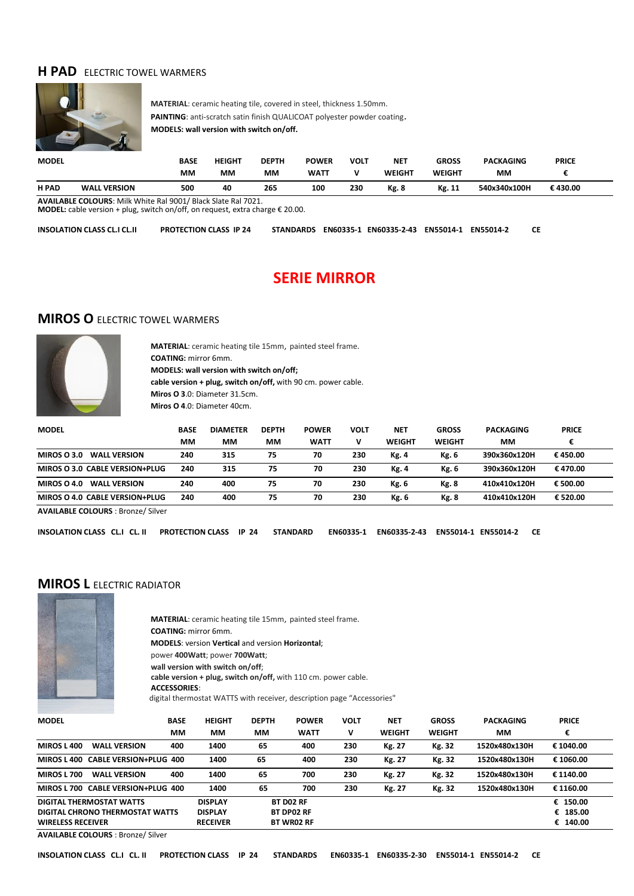## H PAD ELECTRIC TOWEL WARMERS

**MATERIAL**: ceramic heating tile, covered in steel, thickness 1.50mm.
**PAINTING**: anti-scratch satin finish QUALICOAT polyester powder coating.
**MODELS: wall version with switch on/off.**

| MODEL | BASE MM | HEIGHT MM | DEPTH MM | POWER WATT | VOLT V | NET WEIGHT | GROSS WEIGHT | PACKAGING MM | PRICE € |
|---|---|---|---|---|---|---|---|---|---|
| H PAD WALL VERSION | 500 | 40 | 265 | 100 | 230 | Kg. 8 | Kg. 11 | 540x340x100H | € 430.00 |

**AVAILABLE COLOURS**: Milk White Ral 9001/ Black Slate Ral 7021.
**MODEL:** cable version + plug, switch on/off, on request, extra charge € 20.00.

**INSOLATION CLASS CL.I CL.II** **PROTECTION CLASS IP 24** **STANDARDS EN60335-1 EN60335-2-43 EN55014-1 EN55014-2 CE**

# SERIE MIRROR

## MIROS O ELECTRIC TOWEL WARMERS

**MATERIAL**: ceramic heating tile 15mm, painted steel frame.
**COATING:** mirror 6mm.
**MODELS: wall version with switch on/off;**
**cable version + plug, switch on/off,** with 90 cm. power cable.
**Miros O 3**.0: Diameter 31.5cm.
**Miros O 4**.0: Diameter 40cm.

| MODEL | BASE MM | DIAMETER MM | DEPTH MM | POWER WATT | VOLT V | NET WEIGHT | GROSS WEIGHT | PACKAGING MM | PRICE € |
|---|---|---|---|---|---|---|---|---|---|
| MIROS O 3.0 WALL VERSION | 240 | 315 | 75 | 70 | 230 | Kg. 4 | Kg. 6 | 390x360x120H | € 450.00 |
| MIROS O 3.0 CABLE VERSION+PLUG | 240 | 315 | 75 | 70 | 230 | Kg. 4 | Kg. 6 | 390x360x120H | € 470.00 |
| MIROS O 4.0 WALL VERSION | 240 | 400 | 75 | 70 | 230 | Kg. 6 | Kg. 8 | 410x410x120H | € 500.00 |
| MIROS O 4.0 CABLE VERSION+PLUG | 240 | 400 | 75 | 70 | 230 | Kg. 6 | Kg. 8 | 410x410x120H | € 520.00 |

**AVAILABLE COLOURS** : Bronze/ Silver

**INSOLATION CLASS CL.I CL. II** **PROTECTION CLASS IP 24** **STANDARD EN60335-1 EN60335-2-43 EN55014-1 EN55014-2 CE**

## MIROS L ELECTRIC RADIATOR

**MATERIAL**: ceramic heating tile 15mm, painted steel frame.
**COATING:** mirror 6mm.
**MODELS**: version **Vertical** and version **Horizontal**;
power **400Watt**; power **700Watt**;
**wall version with switch on/off**;
**cable version + plug, switch on/off,** with 110 cm. power cable.
**ACCESSORIES**:
digital thermostat WATTS with receiver, description page "Accessories"

| MODEL | BASE MM | HEIGHT MM | DEPTH MM | POWER WATT | VOLT V | NET WEIGHT | GROSS WEIGHT | PACKAGING MM | PRICE € |
|---|---|---|---|---|---|---|---|---|---|
| MIROS L 400 WALL VERSION | 400 | 1400 | 65 | 400 | 230 | Kg. 27 | Kg. 32 | 1520x480x130H | € 1040.00 |
| MIROS L 400 CABLE VERSION+PLUG | 400 | 1400 | 65 | 400 | 230 | Kg. 27 | Kg. 32 | 1520x480x130H | € 1060.00 |
| MIROS L 700 WALL VERSION | 400 | 1400 | 65 | 700 | 230 | Kg. 27 | Kg. 32 | 1520x480x130H | € 1140.00 |
| MIROS L 700 CABLE VERSION+PLUG | 400 | 1400 | 65 | 700 | 230 | Kg. 27 | Kg. 32 | 1520x480x130H | € 1160.00 |
| DIGITAL THERMOSTAT WATTS | | DISPLAY | BT D02 RF | | | | | | € 150.00 |
| DIGITAL CHRONO THERMOSTAT WATTS | | DISPLAY | BT DP02 RF | | | | | | € 185.00 |
| WIRELESS RECEIVER | | RECEIVER | BT WR02 RF | | | | | | € 140.00 |

**AVAILABLE COLOURS** : Bronze/ Silver

**INSOLATION CLASS CL.I CL. II** **PROTECTION CLASS IP 24** **STANDARDS EN60335-1 EN60335-2-30 EN55014-1 EN55014-2 CE**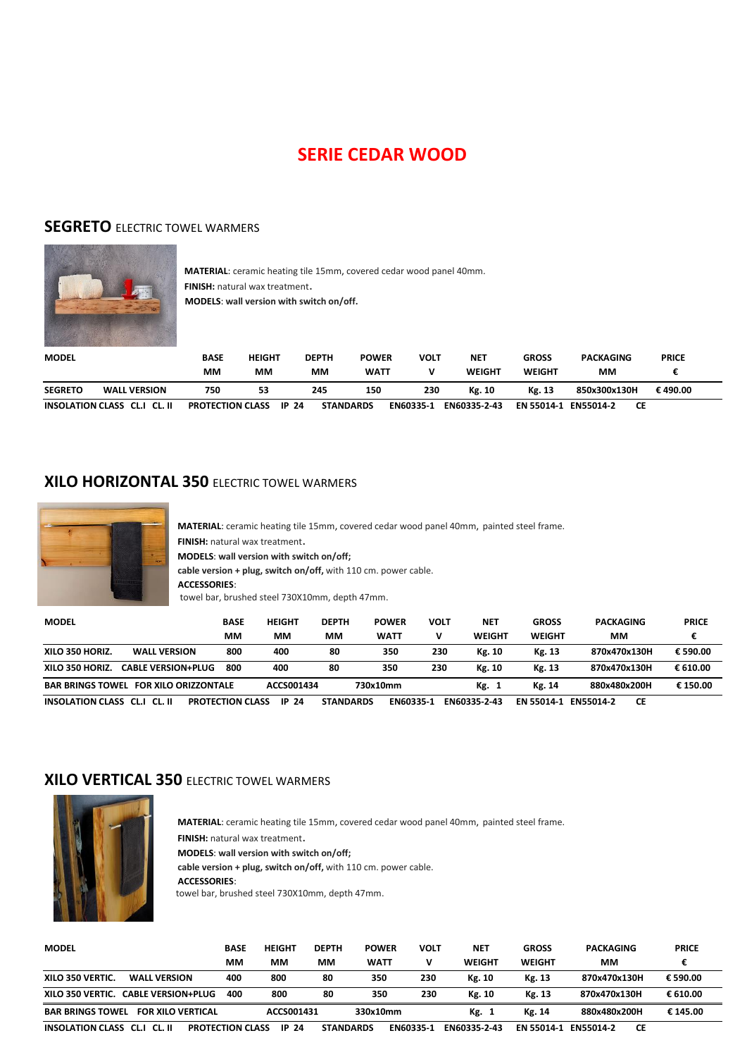# SERIE CEDAR WOOD

## SEGRETO ELECTRIC TOWEL WARMERS

**MATERIAL**: ceramic heating tile 15mm, covered cedar wood panel 40mm.
**FINISH:** natural wax treatment.
**MODELS**: **wall version with switch on/off.**

| MODEL | | BASE MM | HEIGHT MM | DEPTH MM | POWER WATT | VOLT V | NET WEIGHT | GROSS WEIGHT | PACKAGING MM | PRICE € |
|---|---|---|---|---|---|---|---|---|---|---|
| **SEGRETO** | **WALL VERSION** | **750** | **53** | **245** | **150** | **230** | **Kg. 10** | **Kg. 13** | **850x300x130H** | **€ 490.00** |

**INSOLATION CLASS CL.I CL. II PROTECTION CLASS IP 24 STANDARDS EN60335-1 EN60335-2-43 EN 55014-1 EN55014-2 CE**

## XILO HORIZONTAL 350 ELECTRIC TOWEL WARMERS

**MATERIAL**: ceramic heating tile 15mm, covered cedar wood panel 40mm, painted steel frame.
**FINISH:** natural wax treatment.
**MODELS**: **wall version with switch on/off;**
**cable version + plug, switch on/off,** with 110 cm. power cable.
**ACCESSORIES**:
towel bar, brushed steel 730X10mm, depth 47mm.

| MODEL | | BASE MM | HEIGHT MM | DEPTH MM | POWER WATT | VOLT V | NET WEIGHT | GROSS WEIGHT | PACKAGING MM | PRICE € |
|---|---|---|---|---|---|---|---|---|---|---|
| **XILO 350 HORIZ.** | **WALL VERSION** | **800** | **400** | **80** | **350** | **230** | **Kg. 10** | **Kg. 13** | **870x470x130H** | **€ 590.00** |
| **XILO 350 HORIZ.** | **CABLE VERSION+PLUG** | **800** | **400** | **80** | **350** | **230** | **Kg. 10** | **Kg. 13** | **870x470x130H** | **€ 610.00** |
| **BAR BRINGS TOWEL** | **FOR XILO ORIZZONTALE** | | **ACCS001434** | | **730x10mm** | | **Kg. 1** | **Kg. 14** | **880x480x200H** | **€ 150.00** |

**INSOLATION CLASS CL.I CL. II PROTECTION CLASS IP 24 STANDARDS EN60335-1 EN60335-2-43 EN 55014-1 EN55014-2 CE**

## XILO VERTICAL 350 ELECTRIC TOWEL WARMERS

**MATERIAL**: ceramic heating tile 15mm, covered cedar wood panel 40mm, painted steel frame.
**FINISH:** natural wax treatment.
**MODELS**: **wall version with switch on/off;**
**cable version + plug, switch on/off,** with 110 cm. power cable.
**ACCESSORIES**:
towel bar, brushed steel 730X10mm, depth 47mm.

| MODEL | | BASE MM | HEIGHT MM | DEPTH MM | POWER WATT | VOLT V | NET WEIGHT | GROSS WEIGHT | PACKAGING MM | PRICE € |
|---|---|---|---|---|---|---|---|---|---|---|
| **XILO 350 VERTIC.** | **WALL VERSION** | **400** | **800** | **80** | **350** | **230** | **Kg. 10** | **Kg. 13** | **870x470x130H** | **€ 590.00** |
| **XILO 350 VERTIC.** | **CABLE VERSION+PLUG** | **400** | **800** | **80** | **350** | **230** | **Kg. 10** | **Kg. 13** | **870x470x130H** | **€ 610.00** |
| **BAR BRINGS TOWEL** | **FOR XILO VERTICAL** | | **ACCS001431** | | **330x10mm** | | **Kg. 1** | **Kg. 14** | **880x480x200H** | **€ 145.00** |

**INSOLATION CLASS CL.I CL. II PROTECTION CLASS IP 24 STANDARDS EN60335-1 EN60335-2-43 EN 55014-1 EN55014-2 CE**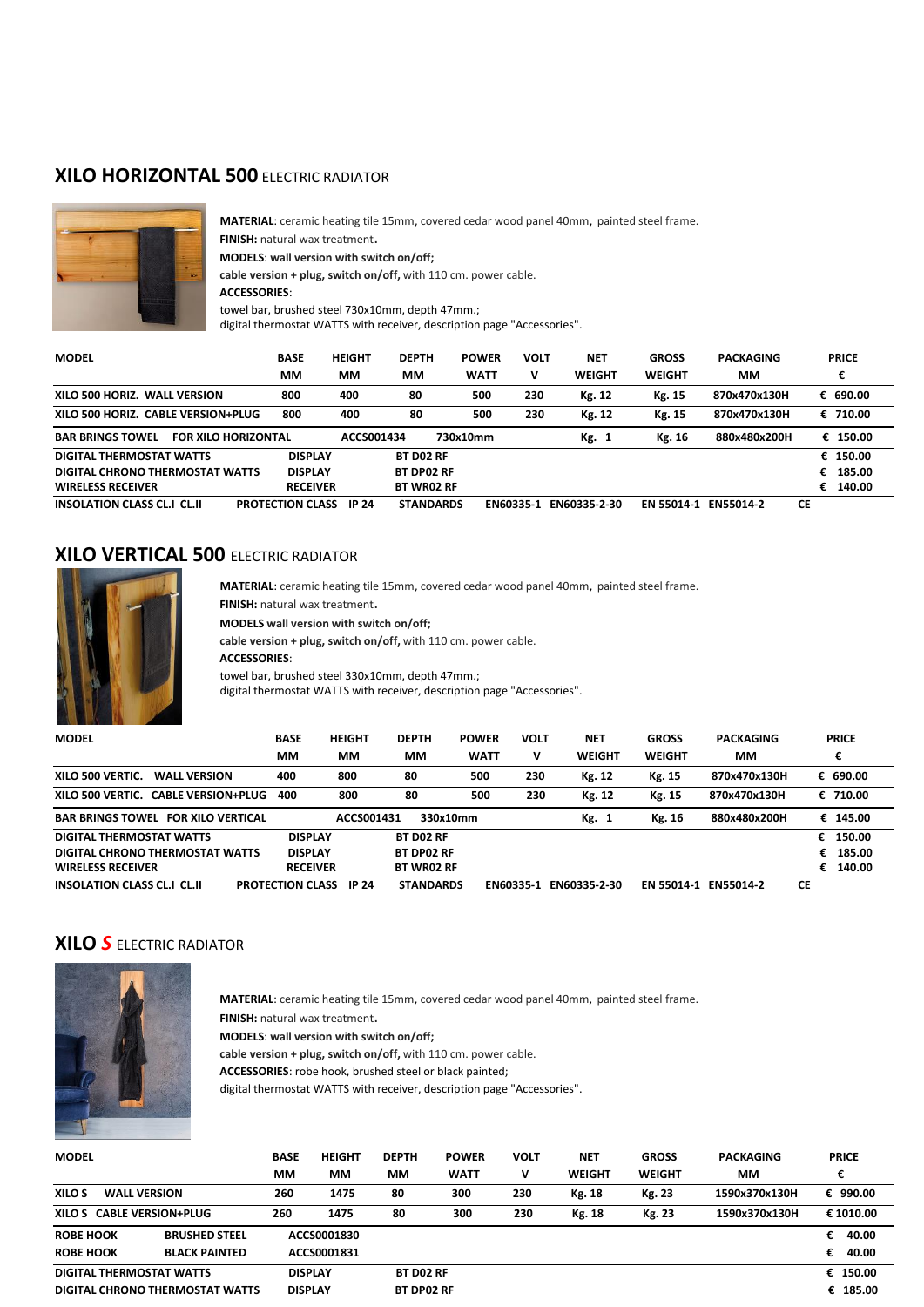## XILO HORIZONTAL 500 ELECTRIC RADIATOR

**MATERIAL**: ceramic heating tile 15mm, covered cedar wood panel 40mm, painted steel frame.
**FINISH:** natural wax treatment.
**MODELS**: **wall version with switch on/off;**
**cable version + plug, switch on/off,** with 110 cm. power cable.
**ACCESSORIES**:
towel bar, brushed steel 730x10mm, depth 47mm.;
digital thermostat WATTS with receiver, description page "Accessories".

| MODEL | BASE MM | HEIGHT MM | DEPTH MM | POWER WATT | VOLT V | NET WEIGHT | GROSS WEIGHT | PACKAGING MM | PRICE € |
|---|---|---|---|---|---|---|---|---|---|
| XILO 500 HORIZ. WALL VERSION | 800 | 400 | 80 | 500 | 230 | Kg. 12 | Kg. 15 | 870x470x130H | € 690.00 |
| XILO 500 HORIZ. CABLE VERSION+PLUG | 800 | 400 | 80 | 500 | 230 | Kg. 12 | Kg. 15 | 870x470x130H | € 710.00 |
| BAR BRINGS TOWEL FOR XILO HORIZONTAL | | ACCS001434 | 730x10mm | | | Kg. 1 | Kg. 16 | 880x480x200H | € 150.00 |
| DIGITAL THERMOSTAT WATTS | DISPLAY | | BT D02 RF | | | | | | € 150.00 |
| DIGITAL CHRONO THERMOSTAT WATTS | DISPLAY | | BT DP02 RF | | | | | | € 185.00 |
| WIRELESS RECEIVER | RECEIVER | | BT WR02 RF | | | | | | € 140.00 |
| INSOLATION CLASS CL.I CL.II | PROTECTION CLASS | IP 24 | STANDARDS | EN60335-1 | EN60335-2-30 | EN 55014-1 | EN55014-2 | CE | |

## XILO VERTICAL 500 ELECTRIC RADIATOR

**MATERIAL**: ceramic heating tile 15mm, covered cedar wood panel 40mm, painted steel frame.
**FINISH:** natural wax treatment.
**MODELS wall version with switch on/off;**
**cable version + plug, switch on/off,** with 110 cm. power cable.
**ACCESSORIES**:
towel bar, brushed steel 330x10mm, depth 47mm.;
digital thermostat WATTS with receiver, description page "Accessories".

| MODEL | BASE MM | HEIGHT MM | DEPTH MM | POWER WATT | VOLT V | NET WEIGHT | GROSS WEIGHT | PACKAGING MM | PRICE € |
|---|---|---|---|---|---|---|---|---|---|
| XILO 500 VERTIC. WALL VERSION | 400 | 800 | 80 | 500 | 230 | Kg. 12 | Kg. 15 | 870x470x130H | € 690.00 |
| XILO 500 VERTIC. CABLE VERSION+PLUG | 400 | 800 | 80 | 500 | 230 | Kg. 12 | Kg. 15 | 870x470x130H | € 710.00 |
| BAR BRINGS TOWEL FOR XILO VERTICAL | | ACCS001431 | 330x10mm | | | Kg. 1 | Kg. 16 | 880x480x200H | € 145.00 |
| DIGITAL THERMOSTAT WATTS | DISPLAY | | BT D02 RF | | | | | | € 150.00 |
| DIGITAL CHRONO THERMOSTAT WATTS | DISPLAY | | BT DP02 RF | | | | | | € 185.00 |
| WIRELESS RECEIVER | RECEIVER | | BT WR02 RF | | | | | | € 140.00 |
| INSOLATION CLASS CL.I CL.II | PROTECTION CLASS | IP 24 | STANDARDS | EN60335-1 | EN60335-2-30 | EN 55014-1 | EN55014-2 | CE | |

## XILO *S* ELECTRIC RADIATOR

**MATERIAL**: ceramic heating tile 15mm, covered cedar wood panel 40mm, painted steel frame.
**FINISH:** natural wax treatment.
**MODELS**: **wall version with switch on/off;**
**cable version + plug, switch on/off,** with 110 cm. power cable.
**ACCESSORIES**: robe hook, brushed steel or black painted;
digital thermostat WATTS with receiver, description page "Accessories".

| MODEL | BASE MM | HEIGHT MM | DEPTH MM | POWER WATT | VOLT V | NET WEIGHT | GROSS WEIGHT | PACKAGING MM | PRICE € |
|---|---|---|---|---|---|---|---|---|---|
| XILO S WALL VERSION | 260 | 1475 | 80 | 300 | 230 | Kg. 18 | Kg. 23 | 1590x370x130H | € 990.00 |
| XILO S CABLE VERSION+PLUG | 260 | 1475 | 80 | 300 | 230 | Kg. 18 | Kg. 23 | 1590x370x130H | € 1010.00 |
| ROBE HOOK BRUSHED STEEL | ACCS0001830 | | | | | | | | € 40.00 |
| ROBE HOOK BLACK PAINTED | ACCS0001831 | | | | | | | | € 40.00 |
| DIGITAL THERMOSTAT WATTS | DISPLAY | | BT D02 RF | | | | | | € 150.00 |
| DIGITAL CHRONO THERMOSTAT WATTS | DISPLAY | | BT DP02 RF | | | | | | € 185.00 |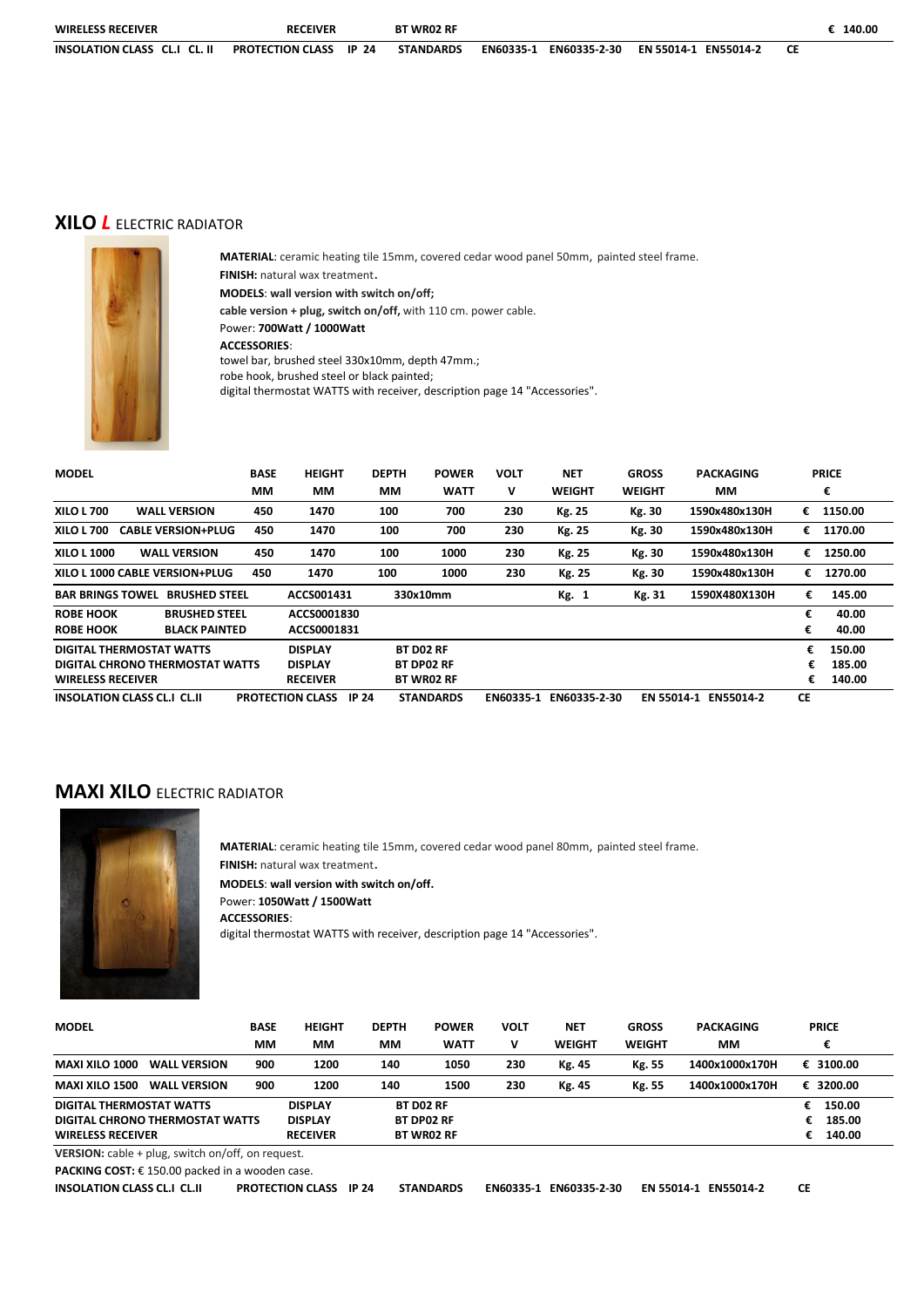| WIRELESS RECEIVER | RECEIVER | BT WR02 RF | | | | € 140.00 |
|---|---|---|---|---|---|---|
| INSOLATION CLASS CL.I CL. II | PROTECTION CLASS IP 24 | STANDARDS | EN60335-1 EN60335-2-30 | EN 55014-1 EN55014-2 | CE | |

## XILO *L* ELECTRIC RADIATOR

**MATERIAL**: ceramic heating tile 15mm, covered cedar wood panel 50mm, painted steel frame.
**FINISH:** natural wax treatment.
**MODELS**: **wall version with switch on/off;**
**cable version + plug, switch on/off,** with 110 cm. power cable.
Power: **700Watt / 1000Watt**
**ACCESSORIES**:
towel bar, brushed steel 330x10mm, depth 47mm.;
robe hook, brushed steel or black painted;
digital thermostat WATTS with receiver, description page 14 "Accessories".

| MODEL | | BASE MM | HEIGHT MM | DEPTH MM | POWER WATT | VOLT V | NET WEIGHT | GROSS WEIGHT | PACKAGING MM | PRICE € |
|---|---|---|---|---|---|---|---|---|---|---|
| XILO L 700 | WALL VERSION | 450 | 1470 | 100 | 700 | 230 | Kg. 25 | Kg. 30 | 1590x480x130H | € 1150.00 |
| XILO L 700 | CABLE VERSION+PLUG | 450 | 1470 | 100 | 700 | 230 | Kg. 25 | Kg. 30 | 1590x480x130H | € 1170.00 |
| XILO L 1000 | WALL VERSION | 450 | 1470 | 100 | 1000 | 230 | Kg. 25 | Kg. 30 | 1590x480x130H | € 1250.00 |
| XILO L 1000 CABLE VERSION+PLUG | | 450 | 1470 | 100 | 1000 | 230 | Kg. 25 | Kg. 30 | 1590x480x130H | € 1270.00 |
| BAR BRINGS TOWEL | BRUSHED STEEL | | ACCS001431 | 330x10mm | | | Kg. 1 | Kg. 31 | 1590X480X130H | € 145.00 |
| ROBE HOOK | BRUSHED STEEL | | ACCS0001830 | | | | | | | € 40.00 |
| ROBE HOOK | BLACK PAINTED | | ACCS0001831 | | | | | | | € 40.00 |
| DIGITAL THERMOSTAT WATTS | | | DISPLAY | BT D02 RF | | | | | | € 150.00 |
| DIGITAL CHRONO THERMOSTAT WATTS | | | DISPLAY | BT DP02 RF | | | | | | € 185.00 |
| WIRELESS RECEIVER | | | RECEIVER | BT WR02 RF | | | | | | € 140.00 |
| INSOLATION CLASS CL.I CL.II | | | PROTECTION CLASS IP 24 | STANDARDS | | EN60335-1 EN60335-2-30 | | EN 55014-1 EN55014-2 | | CE |

## MAXI XILO ELECTRIC RADIATOR

**MATERIAL**: ceramic heating tile 15mm, covered cedar wood panel 80mm, painted steel frame.
**FINISH:** natural wax treatment.
**MODELS**: **wall version with switch on/off.**
Power: **1050Watt / 1500Watt**
**ACCESSORIES**:
digital thermostat WATTS with receiver, description page 14 "Accessories".

| MODEL | | BASE MM | HEIGHT MM | DEPTH MM | POWER WATT | VOLT V | NET WEIGHT | GROSS WEIGHT | PACKAGING MM | PRICE € |
|---|---|---|---|---|---|---|---|---|---|---|
| MAXI XILO 1000 | WALL VERSION | 900 | 1200 | 140 | 1050 | 230 | Kg. 45 | Kg. 55 | 1400x1000x170H | € 3100.00 |
| MAXI XILO 1500 | WALL VERSION | 900 | 1200 | 140 | 1500 | 230 | Kg. 45 | Kg. 55 | 1400x1000x170H | € 3200.00 |
| DIGITAL THERMOSTAT WATTS | | | DISPLAY | BT D02 RF | | | | | | € 150.00 |
| DIGITAL CHRONO THERMOSTAT WATTS | | | DISPLAY | BT DP02 RF | | | | | | € 185.00 |
| WIRELESS RECEIVER | | | RECEIVER | BT WR02 RF | | | | | | € 140.00 |

**VERSION:** cable + plug, switch on/off, on request.
**PACKING COST:** € 150.00 packed in a wooden case.

**INSOLATION CLASS CL.I CL.II** **PROTECTION CLASS IP 24** **STANDARDS** **EN60335-1 EN60335-2-30** **EN 55014-1 EN55014-2** **CE**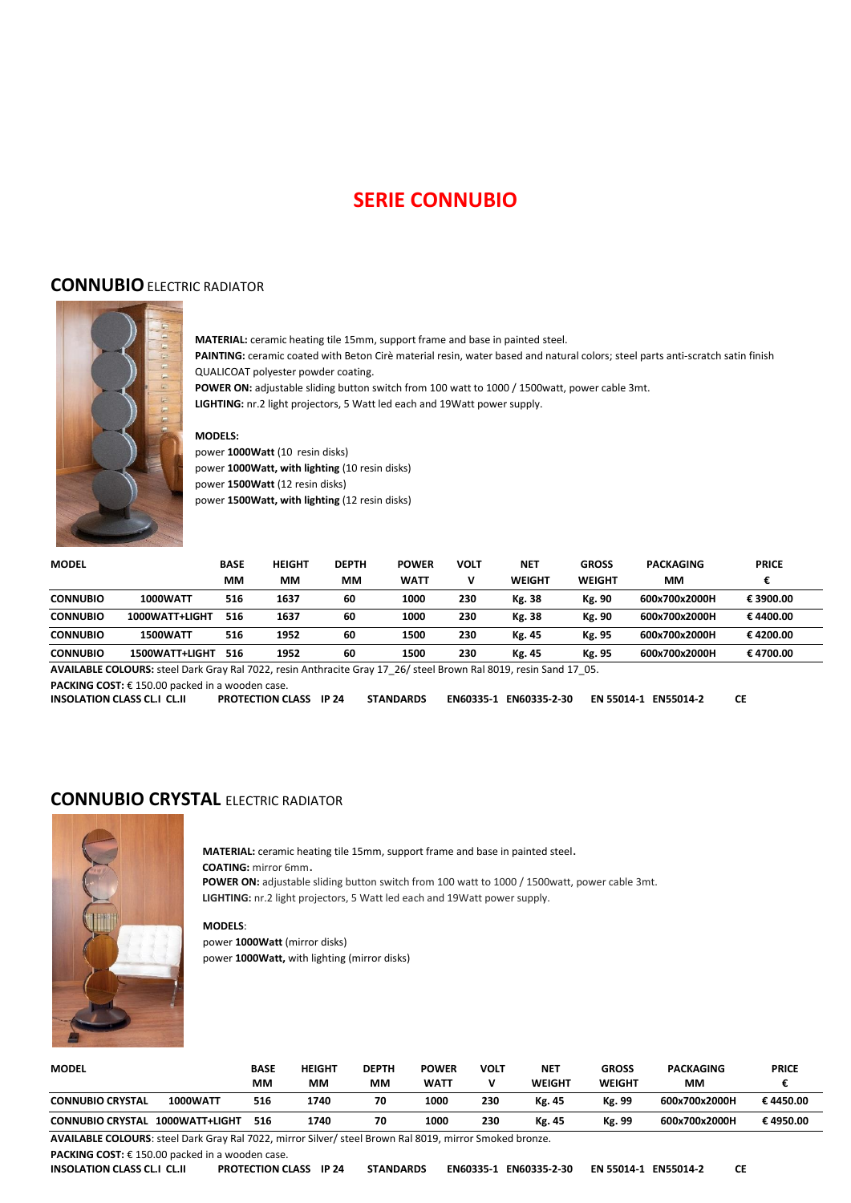# SERIE CONNUBIO

## CONNUBIO ELECTRIC RADIATOR

**MATERIAL:** ceramic heating tile 15mm, support frame and base in painted steel.
**PAINTING:** ceramic coated with Beton Cirè material resin, water based and natural colors; steel parts anti-scratch satin finish QUALICOAT polyester powder coating.
**POWER ON:** adjustable sliding button switch from 100 watt to 1000 / 1500watt, power cable 3mt.
**LIGHTING:** nr.2 light projectors, 5 Watt led each and 19Watt power supply.

**MODELS:**
power **1000Watt** (10 resin disks)
power **1000Watt, with lighting** (10 resin disks)
power **1500Watt** (12 resin disks)
power **1500Watt, with lighting** (12 resin disks)

| MODEL | | BASE MM | HEIGHT MM | DEPTH MM | POWER WATT | VOLT V | NET WEIGHT | GROSS WEIGHT | PACKAGING MM | PRICE € |
|---|---|---|---|---|---|---|---|---|---|---|
| CONNUBIO | 1000WATT | 516 | 1637 | 60 | 1000 | 230 | Kg. 38 | Kg. 90 | 600x700x2000H | € 3900.00 |
| CONNUBIO | 1000WATT+LIGHT | 516 | 1637 | 60 | 1000 | 230 | Kg. 38 | Kg. 90 | 600x700x2000H | € 4400.00 |
| CONNUBIO | 1500WATT | 516 | 1952 | 60 | 1500 | 230 | Kg. 45 | Kg. 95 | 600x700x2000H | € 4200.00 |
| CONNUBIO | 1500WATT+LIGHT | 516 | 1952 | 60 | 1500 | 230 | Kg. 45 | Kg. 95 | 600x700x2000H | € 4700.00 |

**AVAILABLE COLOURS:** steel Dark Gray Ral 7022, resin Anthracite Gray 17_26/ steel Brown Ral 8019, resin Sand 17_05.

**PACKING COST:** € 150.00 packed in a wooden case.

**INSOLATION CLASS CL.I CL.II** **PROTECTION CLASS IP 24** **STANDARDS EN60335-1 EN60335-2-30 EN 55014-1 EN55014-2 CE**

## CONNUBIO CRYSTAL ELECTRIC RADIATOR

**MATERIAL:** ceramic heating tile 15mm, support frame and base in painted steel.
**COATING:** mirror 6mm.
**POWER ON:** adjustable sliding button switch from 100 watt to 1000 / 1500watt, power cable 3mt.
**LIGHTING:** nr.2 light projectors, 5 Watt led each and 19Watt power supply.

**MODELS**:
power **1000Watt** (mirror disks)
power **1000Watt,** with lighting (mirror disks)

| MODEL | | BASE MM | HEIGHT MM | DEPTH MM | POWER WATT | VOLT V | NET WEIGHT | GROSS WEIGHT | PACKAGING MM | PRICE € |
|---|---|---|---|---|---|---|---|---|---|---|
| CONNUBIO CRYSTAL | 1000WATT | 516 | 1740 | 70 | 1000 | 230 | Kg. 45 | Kg. 99 | 600x700x2000H | € 4450.00 |
| CONNUBIO CRYSTAL | 1000WATT+LIGHT | 516 | 1740 | 70 | 1000 | 230 | Kg. 45 | Kg. 99 | 600x700x2000H | € 4950.00 |

**AVAILABLE COLOURS**: steel Dark Gray Ral 7022, mirror Silver/ steel Brown Ral 8019, mirror Smoked bronze.

**PACKING COST:** € 150.00 packed in a wooden case.

**INSOLATION CLASS CL.I CL.II** **PROTECTION CLASS IP 24** **STANDARDS EN60335-1 EN60335-2-30 EN 55014-1 EN55014-2 CE**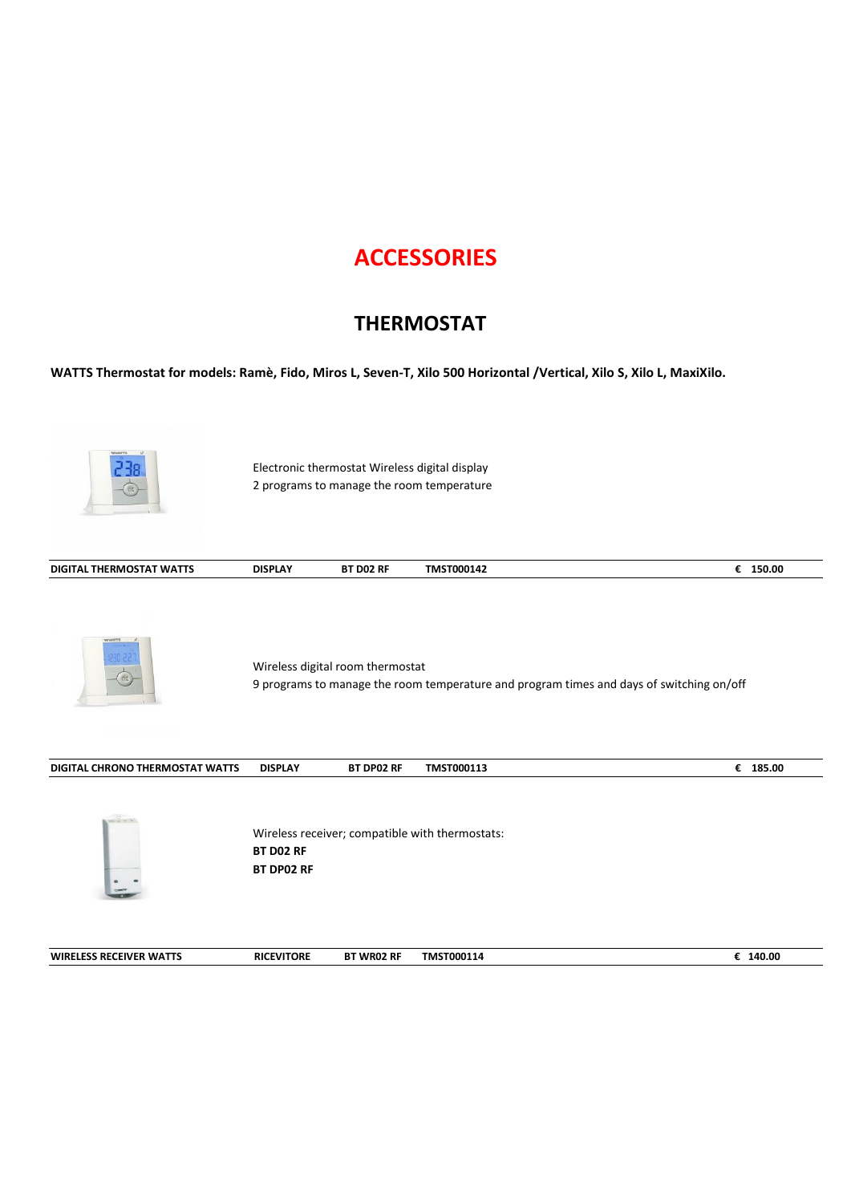# ACCESSORIES

## THERMOSTAT

**WATTS Thermostat for models: Ramè, Fido, Miros L, Seven-T, Xilo 500 Horizontal /Vertical, Xilo S, Xilo L, MaxiXilo.**

Electronic thermostat Wireless digital display
2 programs to manage the room temperature

| **DIGITAL THERMOSTAT WATTS** | **DISPLAY** | **BT D02 RF** | **TMST000142** | **€ 150.00** |
|---|---|---|---|---|

Wireless digital room thermostat
9 programs to manage the room temperature and program times and days of switching on/off

| **DIGITAL CHRONO THERMOSTAT WATTS** | **DISPLAY** | **BT DP02 RF** | **TMST000113** | **€ 185.00** |
|---|---|---|---|---|

Wireless receiver; compatible with thermostats:
**BT D02 RF**
**BT DP02 RF**

| **WIRELESS RECEIVER WATTS** | **RICEVITORE** | **BT WR02 RF** | **TMST000114** | **€ 140.00** |
|---|---|---|---|---|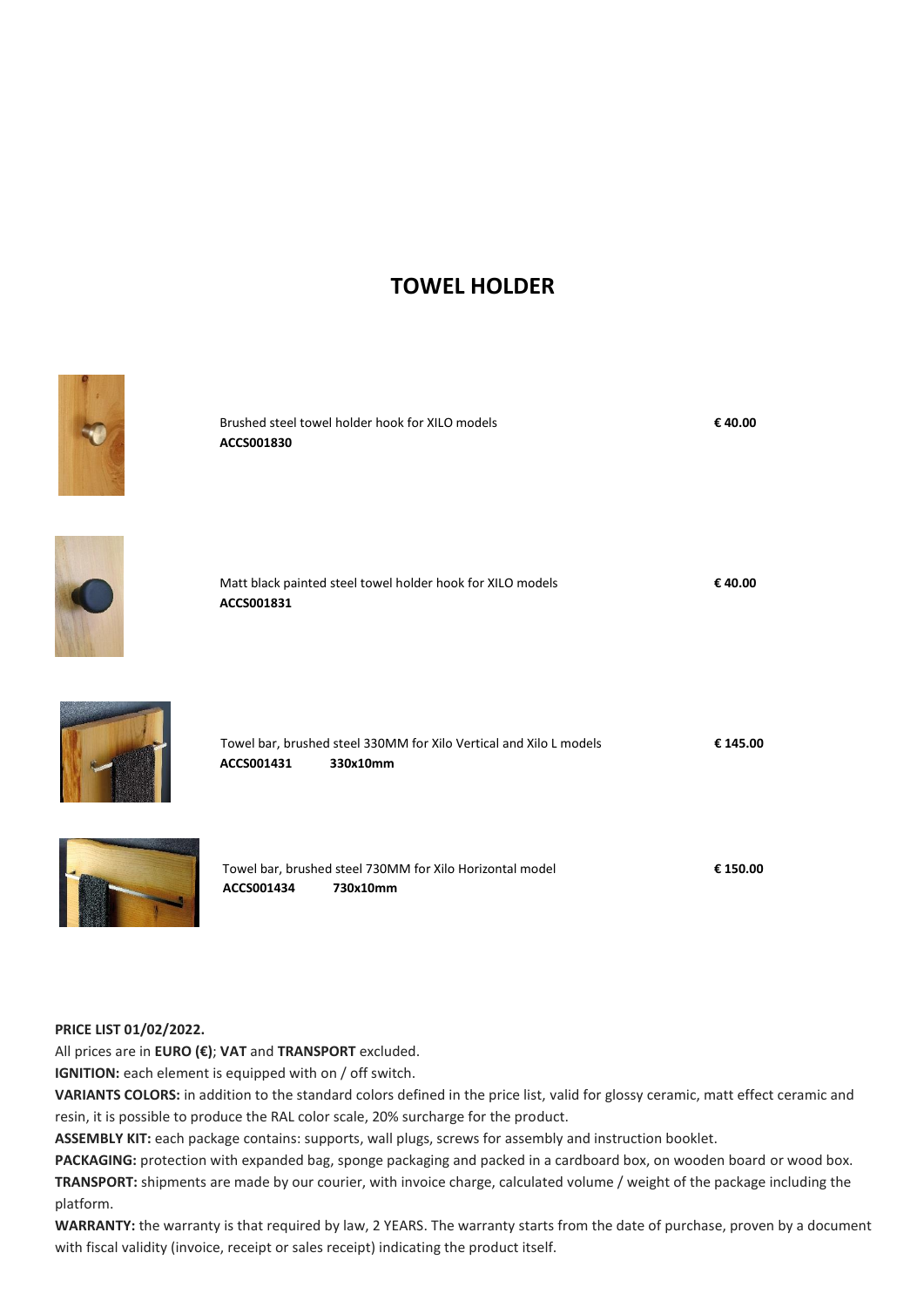# TOWEL HOLDER

| Description | Price |
| --- | --- |
| Brushed steel towel holder hook for XILO models<br>**ACCS001830** | **€ 40.00** |
| Matt black painted steel towel holder hook for XILO models<br>**ACCS001831** | **€ 40.00** |
| Towel bar, brushed steel 330MM for Xilo Vertical and Xilo L models<br>**ACCS001431 330x10mm** | **€ 145.00** |
| Towel bar, brushed steel 730MM for Xilo Horizontal model<br>**ACCS001434 730x10mm** | **€ 150.00** |

**PRICE LIST 01/02/2022.**

All prices are in **EURO (€)**; **VAT** and **TRANSPORT** excluded.

**IGNITION:** each element is equipped with on / off switch.

**VARIANTS COLORS:** in addition to the standard colors defined in the price list, valid for glossy ceramic, matt effect ceramic and resin, it is possible to produce the RAL color scale, 20% surcharge for the product.

**ASSEMBLY KIT:** each package contains: supports, wall plugs, screws for assembly and instruction booklet.

**PACKAGING:** protection with expanded bag, sponge packaging and packed in a cardboard box, on wooden board or wood box.

**TRANSPORT:** shipments are made by our courier, with invoice charge, calculated volume / weight of the package including the platform.

**WARRANTY:** the warranty is that required by law, 2 YEARS. The warranty starts from the date of purchase, proven by a document with fiscal validity (invoice, receipt or sales receipt) indicating the product itself.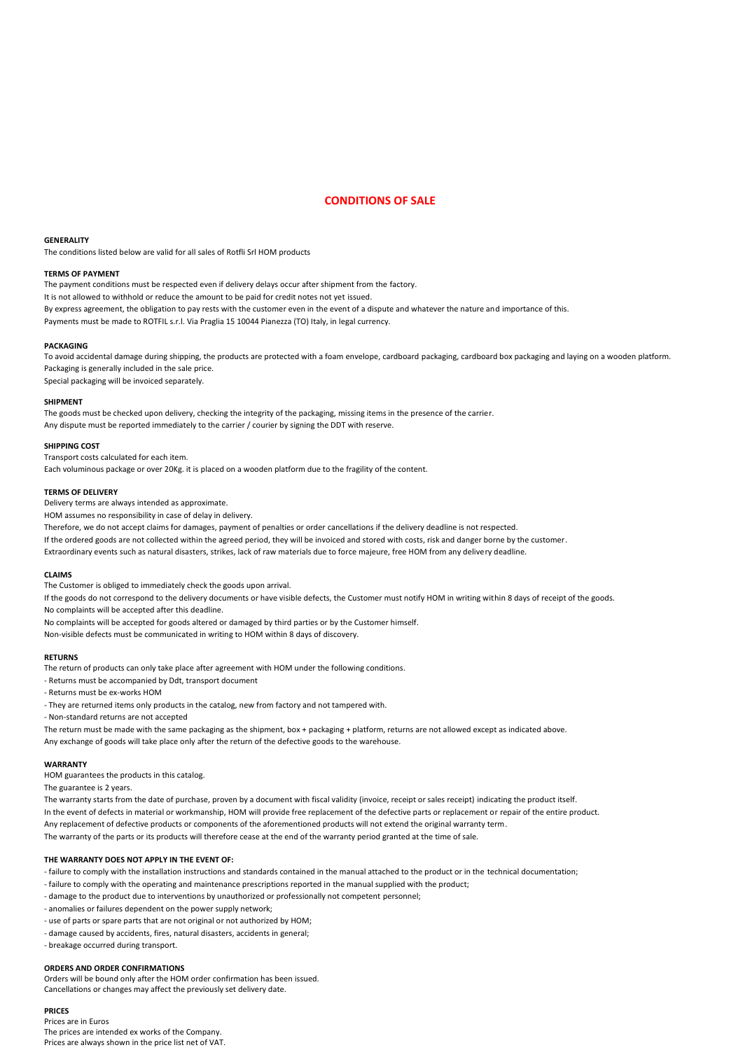# CONDITIONS OF SALE

**GENERALITY**

The conditions listed below are valid for all sales of Rotfli Srl HOM products

**TERMS OF PAYMENT**

The payment conditions must be respected even if delivery delays occur after shipment from the factory.

It is not allowed to withhold or reduce the amount to be paid for credit notes not yet issued.

By express agreement, the obligation to pay rests with the customer even in the event of a dispute and whatever the nature and importance of this.

Payments must be made to ROTFIL s.r.l. Via Praglia 15 10044 Pianezza (TO) Italy, in legal currency.

**PACKAGING**

To avoid accidental damage during shipping, the products are protected with a foam envelope, cardboard packaging, cardboard box packaging and laying on a wooden platform.

Packaging is generally included in the sale price.

Special packaging will be invoiced separately.

**SHIPMENT**

The goods must be checked upon delivery, checking the integrity of the packaging, missing items in the presence of the carrier.

Any dispute must be reported immediately to the carrier / courier by signing the DDT with reserve.

**SHIPPING COST**

Transport costs calculated for each item.

Each voluminous package or over 20Kg. it is placed on a wooden platform due to the fragility of the content.

**TERMS OF DELIVERY**

Delivery terms are always intended as approximate.

HOM assumes no responsibility in case of delay in delivery.

Therefore, we do not accept claims for damages, payment of penalties or order cancellations if the delivery deadline is not respected.

If the ordered goods are not collected within the agreed period, they will be invoiced and stored with costs, risk and danger borne by the customer.

Extraordinary events such as natural disasters, strikes, lack of raw materials due to force majeure, free HOM from any delivery deadline.

**CLAIMS**

The Customer is obliged to immediately check the goods upon arrival.

If the goods do not correspond to the delivery documents or have visible defects, the Customer must notify HOM in writing within 8 days of receipt of the goods.

No complaints will be accepted after this deadline.

No complaints will be accepted for goods altered or damaged by third parties or by the Customer himself.

Non-visible defects must be communicated in writing to HOM within 8 days of discovery.

**RETURNS**

The return of products can only take place after agreement with HOM under the following conditions.

- Returns must be accompanied by Ddt, transport document
- Returns must be ex-works HOM
- They are returned items only products in the catalog, new from factory and not tampered with.
- Non-standard returns are not accepted

The return must be made with the same packaging as the shipment, box + packaging + platform, returns are not allowed except as indicated above.

Any exchange of goods will take place only after the return of the defective goods to the warehouse.

**WARRANTY**

HOM guarantees the products in this catalog.

The guarantee is 2 years.

The warranty starts from the date of purchase, proven by a document with fiscal validity (invoice, receipt or sales receipt) indicating the product itself.

In the event of defects in material or workmanship, HOM will provide free replacement of the defective parts or replacement or repair of the entire product.

Any replacement of defective products or components of the aforementioned products will not extend the original warranty term.

The warranty of the parts or its products will therefore cease at the end of the warranty period granted at the time of sale.

**THE WARRANTY DOES NOT APPLY IN THE EVENT OF:**

- failure to comply with the installation instructions and standards contained in the manual attached to the product or in the technical documentation;
- failure to comply with the operating and maintenance prescriptions reported in the manual supplied with the product;
- damage to the product due to interventions by unauthorized or professionally not competent personnel;
- anomalies or failures dependent on the power supply network;
- use of parts or spare parts that are not original or not authorized by HOM;
- damage caused by accidents, fires, natural disasters, accidents in general;
- breakage occurred during transport.

**ORDERS AND ORDER CONFIRMATIONS**

Orders will be bound only after the HOM order confirmation has been issued.
Cancellations or changes may affect the previously set delivery date.

**PRICES**

Prices are in Euros
The prices are intended ex works of the Company.
Prices are always shown in the price list net of VAT.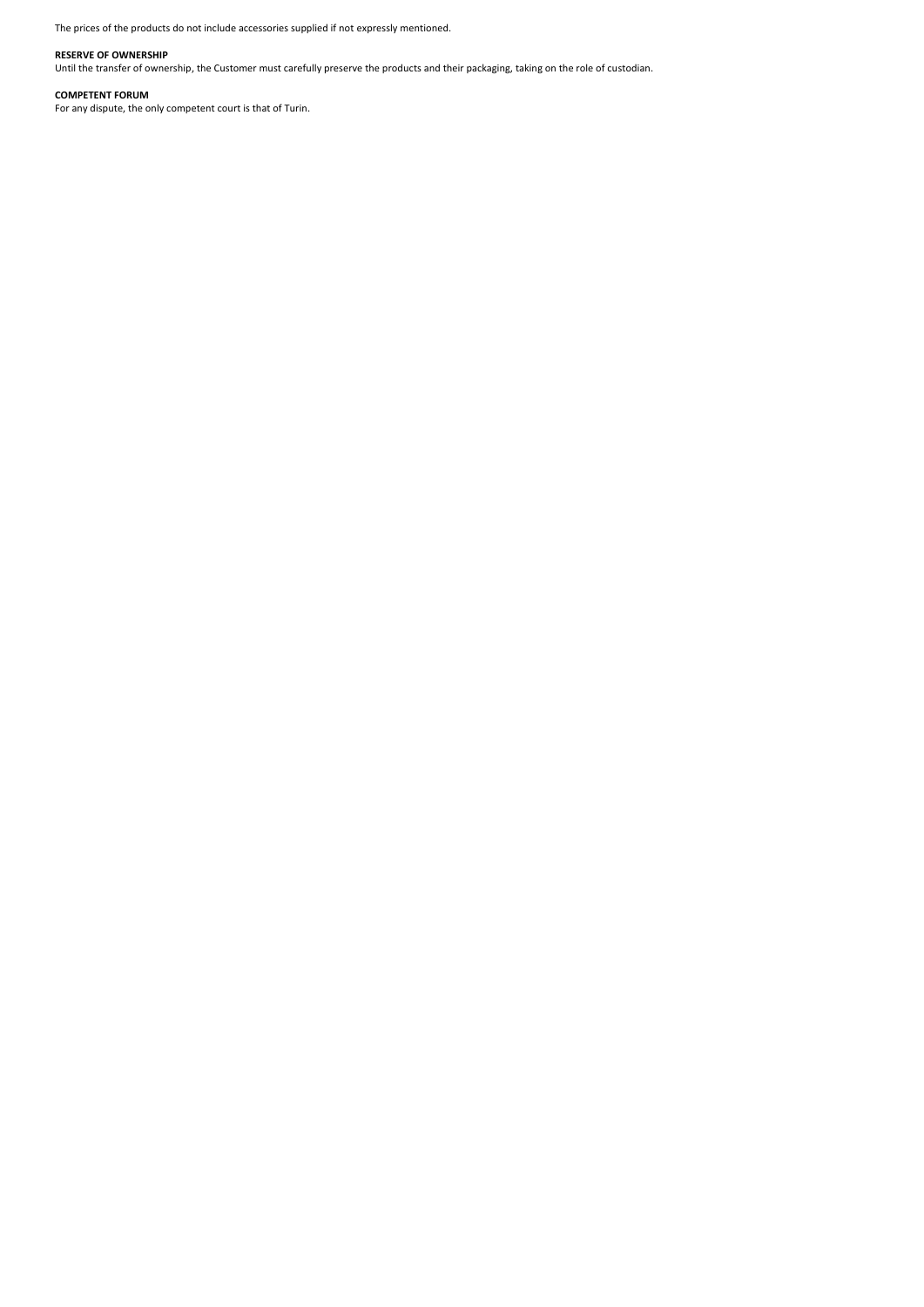The prices of the products do not include accessories supplied if not expressly mentioned.

**RESERVE OF OWNERSHIP**

Until the transfer of ownership, the Customer must carefully preserve the products and their packaging, taking on the role of custodian.

**COMPETENT FORUM**

For any dispute, the only competent court is that of Turin.